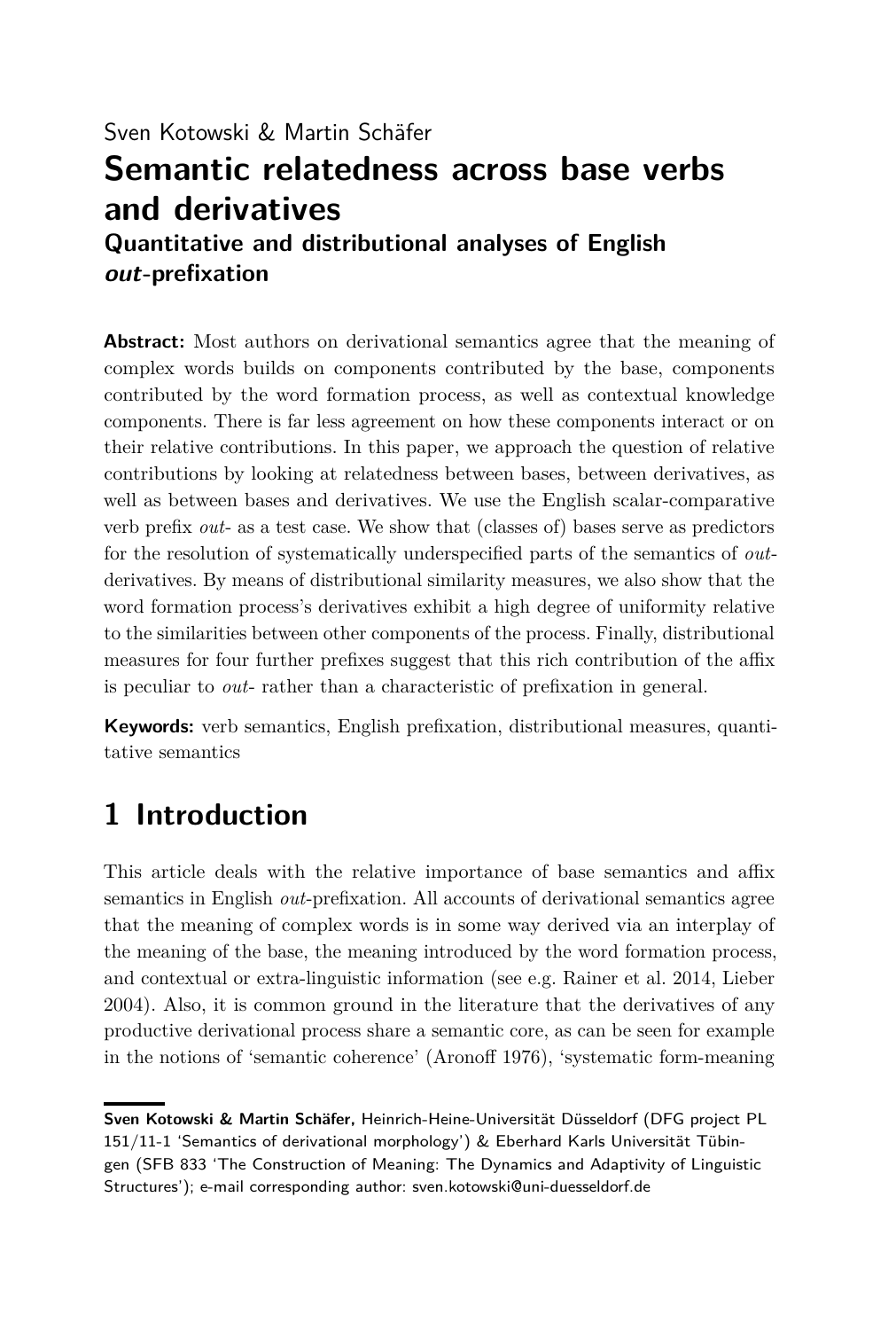Sven Kotowski & Martin Schäfer

# Semantic relatedness across base verbs and derivatives

## Quantitative and distributional analyses of English *out*-prefixation

**Abstract:** Most authors on derivational semantics agree that the meaning of complex words builds on components contributed by the base, components contributed by the word formation process, as well as contextual knowledge components. There is far less agreement on how these components interact or on their relative contributions. In this paper, we approach the question of relative contributions by looking at relatedness between bases, between derivatives, as well as between bases and derivatives. We use the English scalar-comparative verb prefix *out*- as a test case. We show that (classes of) bases serve as predictors for the resolution of systematically underspecified parts of the semantics of *out*-derivatives. By means of distributional similarity measures, we also show that the word formation process's derivatives exhibit a high degree of uniformity relative to the similarities between other components of the process. Finally, distributional measures for four further prefixes suggest that this rich contribution of the affix is peculiar to *out*- rather than a characteristic of prefixation in general.

**Keywords:** verb semantics, English prefixation, distributional measures, quantitative semantics

# 1 Introduction

This article deals with the relative importance of base semantics and affix semantics in English *out*-prefixation. All accounts of derivational semantics agree that the meaning of complex words is in some way derived via an interplay of the meaning of the base, the meaning introduced by the word formation process, and contextual or extra-linguistic information (see e.g. Rainer et al. 2014, Lieber 2004). Also, it is common ground in the literature that the derivatives of any productive derivational process share a semantic core, as can be seen for example in the notions of 'semantic coherence' (Aronoff 1976), 'systematic form-meaning

---

**Sven Kotowski & Martin Schäfer,** Heinrich-Heine-Universität Düsseldorf (DFG project PL 151/11-1 'Semantics of derivational morphology') & Eberhard Karls Universität Tübingen (SFB 833 'The Construction of Meaning: The Dynamics and Adaptivity of Linguistic Structures'); e-mail corresponding author: sven.kotowski@uni-duesseldorf.de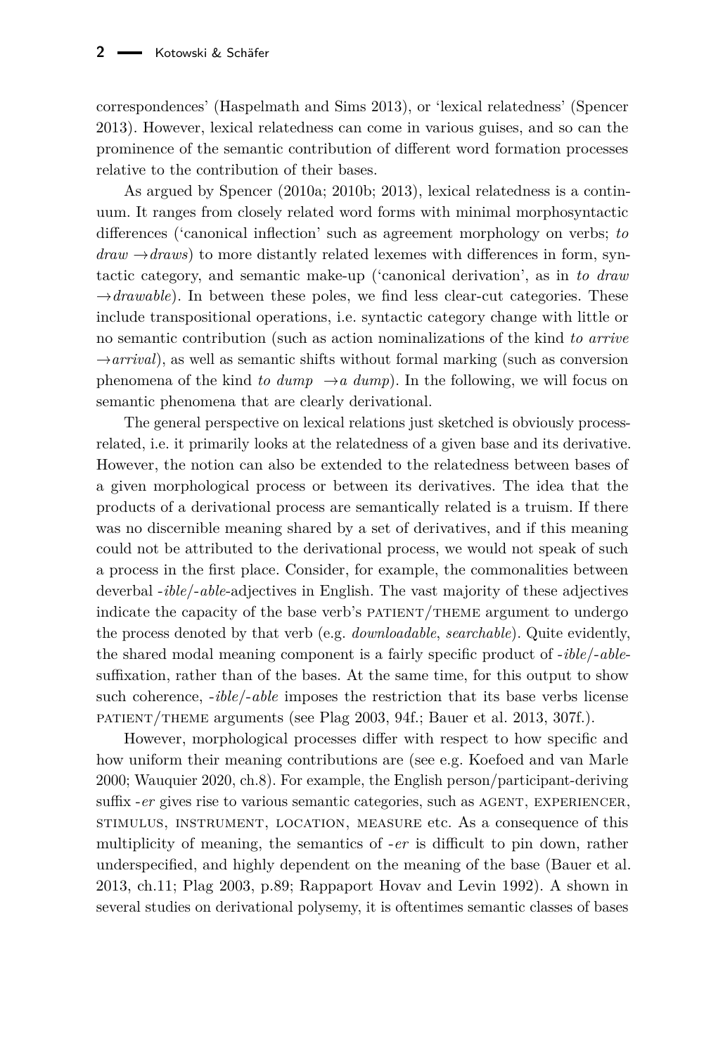correspondences' (Haspelmath and Sims 2013), or 'lexical relatedness' (Spencer 2013). However, lexical relatedness can come in various guises, and so can the prominence of the semantic contribution of different word formation processes relative to the contribution of their bases.

As argued by Spencer (2010a; 2010b; 2013), lexical relatedness is a continuum. It ranges from closely related word forms with minimal morphosyntactic differences ('canonical inflection' such as agreement morphology on verbs; *to draw* →*draws*) to more distantly related lexemes with differences in form, syntactic category, and semantic make-up ('canonical derivation', as in *to draw* →*drawable*). In between these poles, we find less clear-cut categories. These include transpositional operations, i.e. syntactic category change with little or no semantic contribution (such as action nominalizations of the kind *to arrive* →*arrival*), as well as semantic shifts without formal marking (such as conversion phenomena of the kind *to dump* →*a dump*). In the following, we will focus on semantic phenomena that are clearly derivational.

The general perspective on lexical relations just sketched is obviously process-related, i.e. it primarily looks at the relatedness of a given base and its derivative. However, the notion can also be extended to the relatedness between bases of a given morphological process or between its derivatives. The idea that the products of a derivational process are semantically related is a truism. If there was no discernible meaning shared by a set of derivatives, and if this meaning could not be attributed to the derivational process, we would not speak of such a process in the first place. Consider, for example, the commonalities between deverbal -*ible*/-*able*-adjectives in English. The vast majority of these adjectives indicate the capacity of the base verb's PATIENT/THEME argument to undergo the process denoted by that verb (e.g. *downloadable*, *searchable*). Quite evidently, the shared modal meaning component is a fairly specific product of -*ible*/-*able*-suffixation, rather than of the bases. At the same time, for this output to show such coherence, -*ible*/-*able* imposes the restriction that its base verbs license PATIENT/THEME arguments (see Plag 2003, 94f.; Bauer et al. 2013, 307f.).

However, morphological processes differ with respect to how specific and how uniform their meaning contributions are (see e.g. Koefoed and van Marle 2000; Wauquier 2020, ch.8). For example, the English person/participant-deriving suffix -*er* gives rise to various semantic categories, such as AGENT, EXPERIENCER, STIMULUS, INSTRUMENT, LOCATION, MEASURE etc. As a consequence of this multiplicity of meaning, the semantics of -*er* is difficult to pin down, rather underspecified, and highly dependent on the meaning of the base (Bauer et al. 2013, ch.11; Plag 2003, p.89; Rappaport Hovav and Levin 1992). A shown in several studies on derivational polysemy, it is oftentimes semantic classes of bases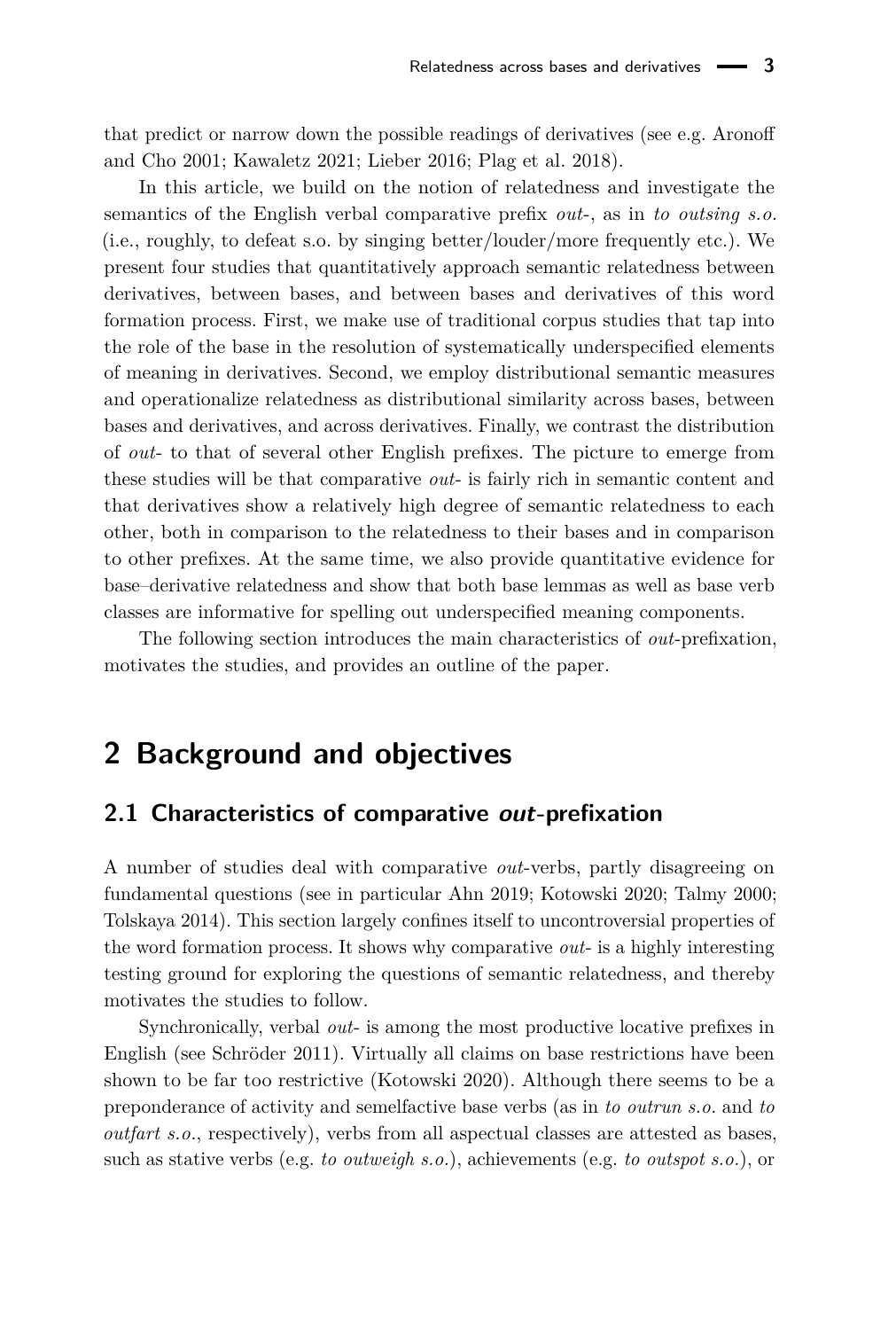that predict or narrow down the possible readings of derivatives (see e.g. Aronoff and Cho 2001; Kawaletz 2021; Lieber 2016; Plag et al. 2018).

In this article, we build on the notion of relatedness and investigate the semantics of the English verbal comparative prefix *out-*, as in *to outsing s.o.* (i.e., roughly, to defeat s.o. by singing better/louder/more frequently etc.). We present four studies that quantitatively approach semantic relatedness between derivatives, between bases, and between bases and derivatives of this word formation process. First, we make use of traditional corpus studies that tap into the role of the base in the resolution of systematically underspecified elements of meaning in derivatives. Second, we employ distributional semantic measures and operationalize relatedness as distributional similarity across bases, between bases and derivatives, and across derivatives. Finally, we contrast the distribution of *out-* to that of several other English prefixes. The picture to emerge from these studies will be that comparative *out-* is fairly rich in semantic content and that derivatives show a relatively high degree of semantic relatedness to each other, both in comparison to the relatedness to their bases and in comparison to other prefixes. At the same time, we also provide quantitative evidence for base–derivative relatedness and show that both base lemmas as well as base verb classes are informative for spelling out underspecified meaning components.

The following section introduces the main characteristics of *out*-prefixation, motivates the studies, and provides an outline of the paper.

# 2 Background and objectives

## 2.1 Characteristics of comparative *out*-prefixation

A number of studies deal with comparative *out*-verbs, partly disagreeing on fundamental questions (see in particular Ahn 2019; Kotowski 2020; Talmy 2000; Tolskaya 2014). This section largely confines itself to uncontroversial properties of the word formation process. It shows why comparative *out-* is a highly interesting testing ground for exploring the questions of semantic relatedness, and thereby motivates the studies to follow.

Synchronically, verbal *out-* is among the most productive locative prefixes in English (see Schröder 2011). Virtually all claims on base restrictions have been shown to be far too restrictive (Kotowski 2020). Although there seems to be a preponderance of activity and semelfactive base verbs (as in *to outrun s.o.* and *to outfart s.o.*, respectively), verbs from all aspectual classes are attested as bases, such as stative verbs (e.g. *to outweigh s.o.*), achievements (e.g. *to outspot s.o.*), or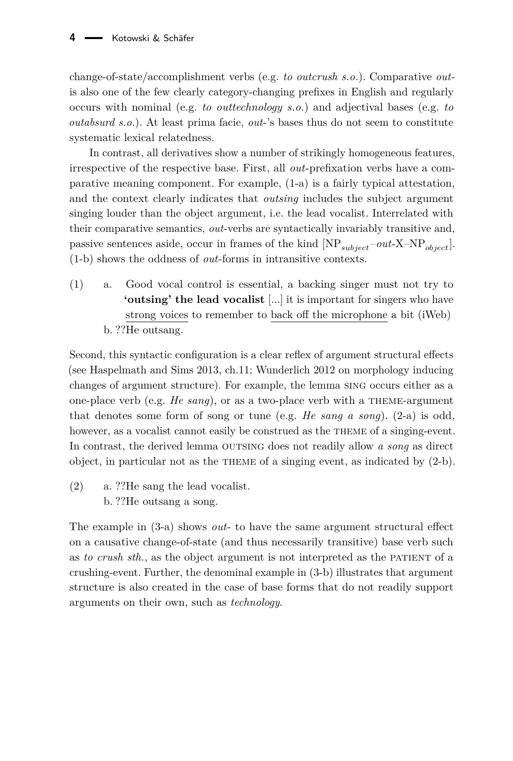change-of-state/accomplishment verbs (e.g. *to outcrush s.o.*). Comparative *out-* is also one of the few clearly category-changing prefixes in English and regularly occurs with nominal (e.g. *to outtechnology s.o.*) and adjectival bases (e.g. *to outabsurd s.o.*). At least prima facie, *out-*'s bases thus do not seem to constitute systematic lexical relatedness.

In contrast, all derivatives show a number of strikingly homogeneous features, irrespective of the respective base. First, all *out*-prefixation verbs have a comparative meaning component. For example, (1-a) is a fairly typical attestation, and the context clearly indicates that *outsing* includes the subject argument singing louder than the object argument, i.e. the lead vocalist. Interrelated with their comparative semantics, *out*-verbs are syntactically invariably transitive and, passive sentences aside, occur in frames of the kind [$NP_{subject}$–*out*-X–$NP_{object}$]. (1-b) shows the oddness of *out*-forms in intransitive contexts.

(1) a. Good vocal control is essential, a backing singer must not try to **'outsing' the lead vocalist** [...] it is important for singers who have <u>strong voices</u> to remember to <u>back off the microphone</u> a bit (iWeb)
 b. ??He outsang.

Second, this syntactic configuration is a clear reflex of argument structural effects (see Haspelmath and Sims 2013, ch.11; Wunderlich 2012 on morphology inducing changes of argument structure). For example, the lemma SING occurs either as a one-place verb (e.g. *He sang*), or as a two-place verb with a THEME-argument that denotes some form of song or tune (e.g. *He sang a song*). (2-a) is odd, however, as a vocalist cannot easily be construed as the THEME of a singing-event. In contrast, the derived lemma OUTSING does not readily allow *a song* as direct object, in particular not as the THEME of a singing event, as indicated by (2-b).

(2) a. ??He sang the lead vocalist.
 b. ??He outsang a song.

The example in (3-a) shows *out-* to have the same argument structural effect on a causative change-of-state (and thus necessarily transitive) base verb such as *to crush sth.*, as the object argument is not interpreted as the PATIENT of a crushing-event. Further, the denominal example in (3-b) illustrates that argument structure is also created in the case of base forms that do not readily support arguments on their own, such as *technology*.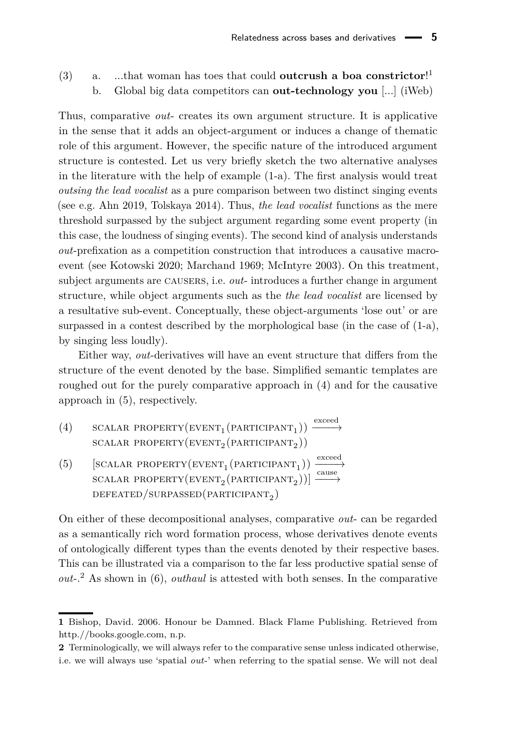(3) a. ...that woman has toes that could **outcrush a boa constrictor**![1]
b. Global big data competitors can **out-technology you** [...] (iWeb)

Thus, comparative *out-* creates its own argument structure. It is applicative in the sense that it adds an object-argument or induces a change of thematic role of this argument. However, the specific nature of the introduced argument structure is contested. Let us very briefly sketch the two alternative analyses in the literature with the help of example (1-a). The first analysis would treat *outsing the lead vocalist* as a pure comparison between two distinct singing events (see e.g. Ahn 2019, Tolskaya 2014). Thus, *the lead vocalist* functions as the mere threshold surpassed by the subject argument regarding some event property (in this case, the loudness of singing events). The second kind of analysis understands *out*-prefixation as a competition construction that introduces a causative macro-event (see Kotowski 2020; Marchand 1969; McIntyre 2003). On this treatment, subject arguments are CAUSERS, i.e. *out-* introduces a further change in argument structure, while object arguments such as the *the lead vocalist* are licensed by a resultative sub-event. Conceptually, these object-arguments 'lose out' or are surpassed in a contest described by the morphological base (in the case of (1-a), by singing less loudly).

Either way, *out*-derivatives will have an event structure that differs from the structure of the event denoted by the base. Simplified semantic templates are roughed out for the purely comparative approach in (4) and for the causative approach in (5), respectively.

(4) $\text{SCALAR PROPERTY}(\text{EVENT}_1(\text{PARTICIPANT}_1)) \xrightarrow{\text{exceed}} \text{SCALAR PROPERTY}(\text{EVENT}_2(\text{PARTICIPANT}_2))$

(5) $[\text{SCALAR PROPERTY}(\text{EVENT}_1(\text{PARTICIPANT}_1)) \xrightarrow{\text{exceed}} \text{SCALAR PROPERTY}(\text{EVENT}_2(\text{PARTICIPANT}_2))] \xrightarrow{\text{cause}} \text{DEFEATED/SURPASSED}(\text{PARTICIPANT}_2)$

On either of these decompositional analyses, comparative *out-* can be regarded as a semantically rich word formation process, whose derivatives denote events of ontologically different types than the events denoted by their respective bases. This can be illustrated via a comparison to the far less productive spatial sense of *out-*.[2] As shown in (6), *outhaul* is attested with both senses. In the comparative

---

**1** Bishop, David. 2006. Honour be Damned. Black Flame Publishing. Retrieved from http://books.google.com, n.p.

**2** Terminologically, we will always refer to the comparative sense unless indicated otherwise, i.e. we will always use 'spatial *out-*' when referring to the spatial sense. We will not deal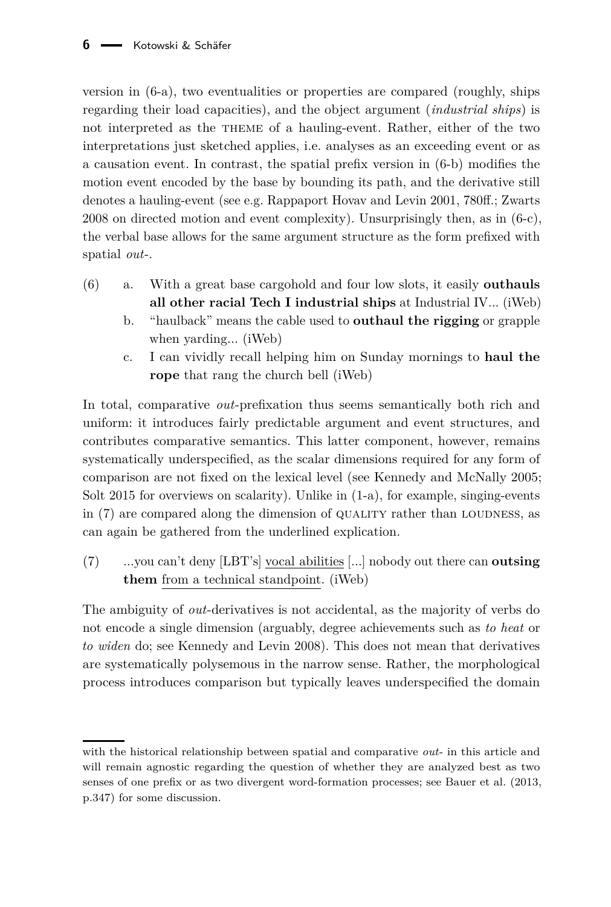version in (6-a), two eventualities or properties are compared (roughly, ships regarding their load capacities), and the object argument (*industrial ships*) is not interpreted as the THEME of a hauling-event. Rather, either of the two interpretations just sketched applies, i.e. analyses as an exceeding event or as a causation event. In contrast, the spatial prefix version in (6-b) modifies the motion event encoded by the base by bounding its path, and the derivative still denotes a hauling-event (see e.g. Rappaport Hovav and Levin 2001, 780ff.; Zwarts 2008 on directed motion and event complexity). Unsurprisingly then, as in (6-c), the verbal base allows for the same argument structure as the form prefixed with spatial *out*-.

(6) a. With a great base cargohold and four low slots, it easily **outhauls all other racial Tech I industrial ships** at Industrial IV... (iWeb)
   b. "haulback" means the cable used to **outhaul the rigging** or grapple when yarding... (iWeb)
   c. I can vividly recall helping him on Sunday mornings to **haul the rope** that rang the church bell (iWeb)

In total, comparative *out*-prefixation thus seems semantically both rich and uniform: it introduces fairly predictable argument and event structures, and contributes comparative semantics. This latter component, however, remains systematically underspecified, as the scalar dimensions required for any form of comparison are not fixed on the lexical level (see Kennedy and McNally 2005; Solt 2015 for overviews on scalarity). Unlike in (1-a), for example, singing-events in (7) are compared along the dimension of QUALITY rather than LOUDNESS, as can again be gathered from the underlined explication.

(7) ...you can't deny [LBT's] <u>vocal abilities</u> [...] nobody out there can **outsing them** <u>from a technical standpoint</u>. (iWeb)

The ambiguity of *out*-derivatives is not accidental, as the majority of verbs do not encode a single dimension (arguably, degree achievements such as *to heat* or *to widen* do; see Kennedy and Levin 2008). This does not mean that derivatives are systematically polysemous in the narrow sense. Rather, the morphological process introduces comparison but typically leaves underspecified the domain

---

with the historical relationship between spatial and comparative *out*- in this article and will remain agnostic regarding the question of whether they are analyzed best as two senses of one prefix or as two divergent word-formation processes; see Bauer et al. (2013, p.347) for some discussion.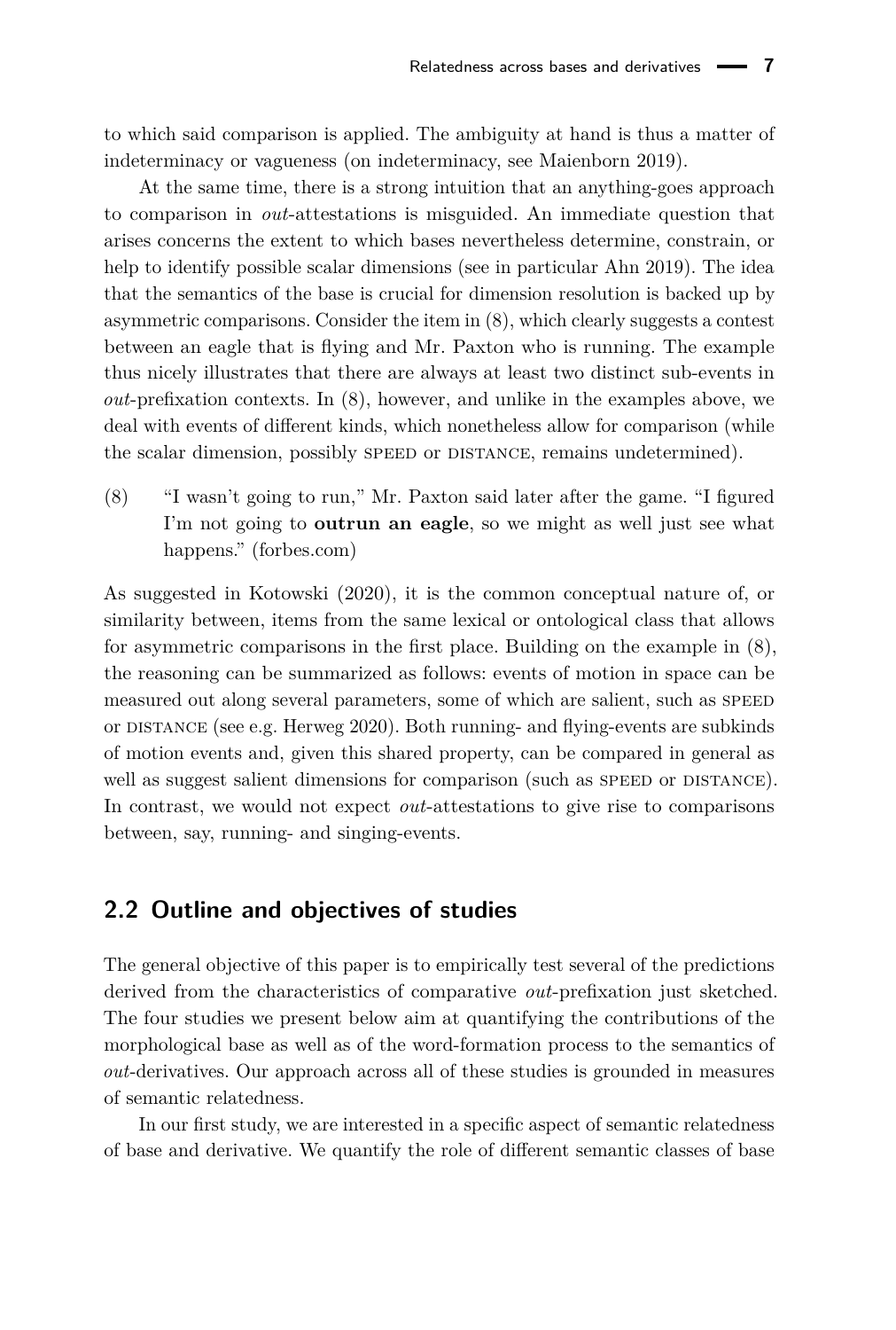to which said comparison is applied. The ambiguity at hand is thus a matter of indeterminacy or vagueness (on indeterminacy, see Maienborn 2019).

At the same time, there is a strong intuition that an anything-goes approach to comparison in *out*-attestations is misguided. An immediate question that arises concerns the extent to which bases nevertheless determine, constrain, or help to identify possible scalar dimensions (see in particular Ahn 2019). The idea that the semantics of the base is crucial for dimension resolution is backed up by asymmetric comparisons. Consider the item in (8), which clearly suggests a contest between an eagle that is flying and Mr. Paxton who is running. The example thus nicely illustrates that there are always at least two distinct sub-events in *out*-prefixation contexts. In (8), however, and unlike in the examples above, we deal with events of different kinds, which nonetheless allow for comparison (while the scalar dimension, possibly SPEED or DISTANCE, remains undetermined).

(8) "I wasn't going to run," Mr. Paxton said later after the game. "I figured I'm not going to **outrun an eagle**, so we might as well just see what happens." (forbes.com)

As suggested in Kotowski (2020), it is the common conceptual nature of, or similarity between, items from the same lexical or ontological class that allows for asymmetric comparisons in the first place. Building on the example in (8), the reasoning can be summarized as follows: events of motion in space can be measured out along several parameters, some of which are salient, such as SPEED or DISTANCE (see e.g. Herweg 2020). Both running- and flying-events are subkinds of motion events and, given this shared property, can be compared in general as well as suggest salient dimensions for comparison (such as SPEED or DISTANCE). In contrast, we would not expect *out*-attestations to give rise to comparisons between, say, running- and singing-events.

## 2.2 Outline and objectives of studies

The general objective of this paper is to empirically test several of the predictions derived from the characteristics of comparative *out*-prefixation just sketched. The four studies we present below aim at quantifying the contributions of the morphological base as well as of the word-formation process to the semantics of *out*-derivatives. Our approach across all of these studies is grounded in measures of semantic relatedness.

In our first study, we are interested in a specific aspect of semantic relatedness of base and derivative. We quantify the role of different semantic classes of base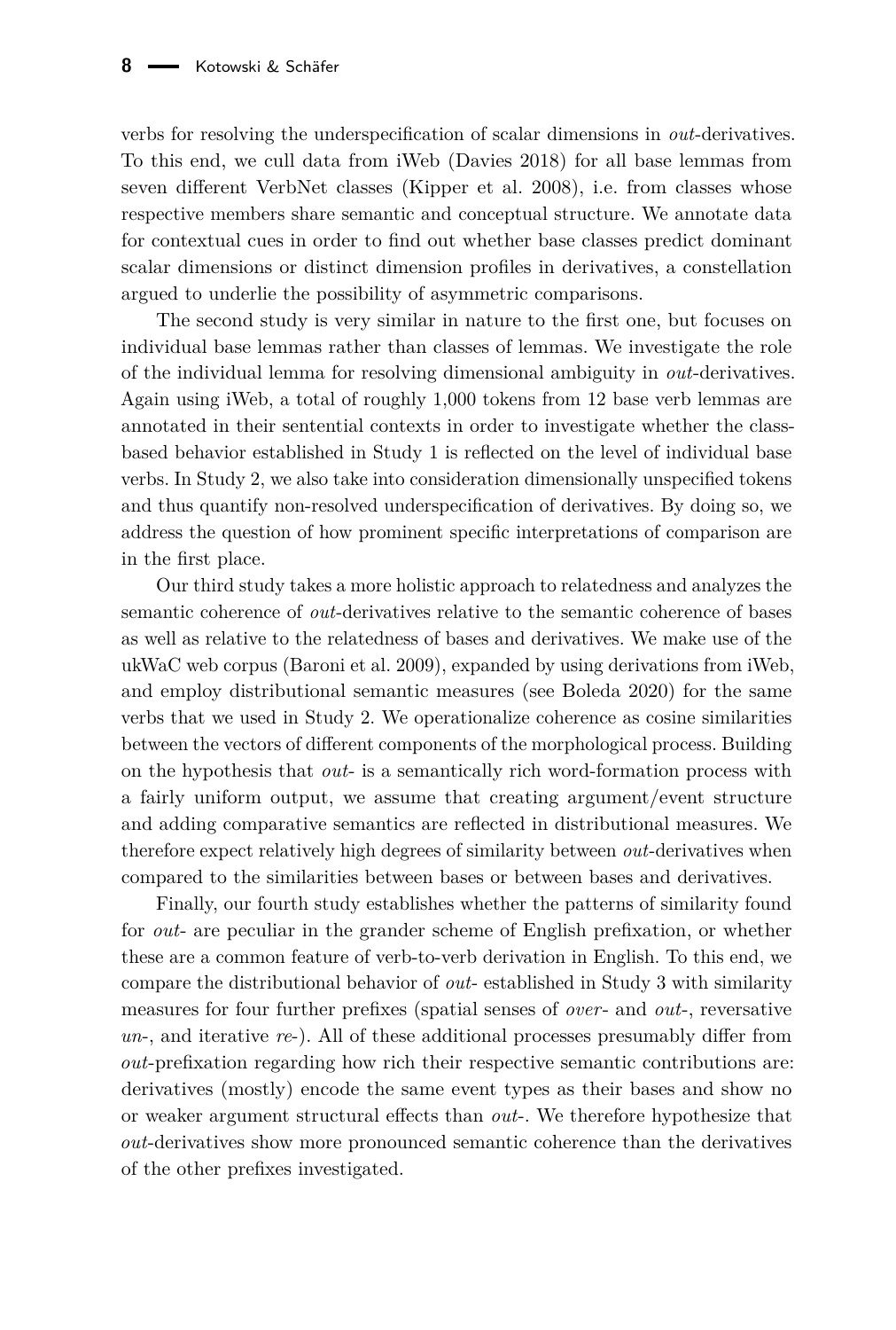verbs for resolving the underspecification of scalar dimensions in *out*-derivatives. To this end, we cull data from iWeb (Davies 2018) for all base lemmas from seven different VerbNet classes (Kipper et al. 2008), i.e. from classes whose respective members share semantic and conceptual structure. We annotate data for contextual cues in order to find out whether base classes predict dominant scalar dimensions or distinct dimension profiles in derivatives, a constellation argued to underlie the possibility of asymmetric comparisons.

The second study is very similar in nature to the first one, but focuses on individual base lemmas rather than classes of lemmas. We investigate the role of the individual lemma for resolving dimensional ambiguity in *out*-derivatives. Again using iWeb, a total of roughly 1,000 tokens from 12 base verb lemmas are annotated in their sentential contexts in order to investigate whether the class-based behavior established in Study 1 is reflected on the level of individual base verbs. In Study 2, we also take into consideration dimensionally unspecified tokens and thus quantify non-resolved underspecification of derivatives. By doing so, we address the question of how prominent specific interpretations of comparison are in the first place.

Our third study takes a more holistic approach to relatedness and analyzes the semantic coherence of *out*-derivatives relative to the semantic coherence of bases as well as relative to the relatedness of bases and derivatives. We make use of the ukWaC web corpus (Baroni et al. 2009), expanded by using derivations from iWeb, and employ distributional semantic measures (see Boleda 2020) for the same verbs that we used in Study 2. We operationalize coherence as cosine similarities between the vectors of different components of the morphological process. Building on the hypothesis that *out-* is a semantically rich word-formation process with a fairly uniform output, we assume that creating argument/event structure and adding comparative semantics are reflected in distributional measures. We therefore expect relatively high degrees of similarity between *out*-derivatives when compared to the similarities between bases or between bases and derivatives.

Finally, our fourth study establishes whether the patterns of similarity found for *out-* are peculiar in the grander scheme of English prefixation, or whether these are a common feature of verb-to-verb derivation in English. To this end, we compare the distributional behavior of *out-* established in Study 3 with similarity measures for four further prefixes (spatial senses of *over-* and *out-*, reversative *un-*, and iterative *re-*). All of these additional processes presumably differ from *out*-prefixation regarding how rich their respective semantic contributions are: derivatives (mostly) encode the same event types as their bases and show no or weaker argument structural effects than *out-*. We therefore hypothesize that *out*-derivatives show more pronounced semantic coherence than the derivatives of the other prefixes investigated.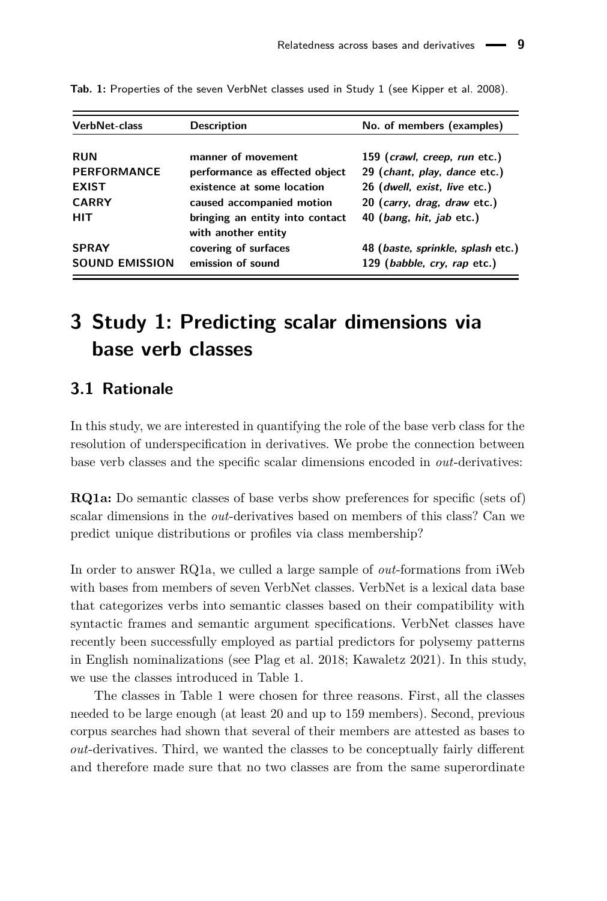**Tab. 1:** Properties of the seven VerbNet classes used in Study 1 (see Kipper et al. 2008).

| VerbNet-class | Description | No. of members (examples) |
|---|---|---|
| RUN | manner of movement | 159 (*crawl, creep, run* etc.) |
| PERFORMANCE | performance as effected object | 29 (*chant, play, dance* etc.) |
| EXIST | existence at some location | 26 (*dwell, exist, live* etc.) |
| CARRY | caused accompanied motion | 20 (*carry, drag, draw* etc.) |
| HIT | bringing an entity into contact with another entity | 40 (*bang, hit, jab* etc.) |
| SPRAY | covering of surfaces | 48 (*baste, sprinkle, splash* etc.) |
| SOUND EMISSION | emission of sound | 129 (*babble, cry, rap* etc.) |

# 3 Study 1: Predicting scalar dimensions via base verb classes

## 3.1 Rationale

In this study, we are interested in quantifying the role of the base verb class for the resolution of underspecification in derivatives. We probe the connection between base verb classes and the specific scalar dimensions encoded in *out*-derivatives:

**RQ1a:** Do semantic classes of base verbs show preferences for specific (sets of) scalar dimensions in the *out*-derivatives based on members of this class? Can we predict unique distributions or profiles via class membership?

In order to answer RQ1a, we culled a large sample of *out*-formations from iWeb with bases from members of seven VerbNet classes. VerbNet is a lexical data base that categorizes verbs into semantic classes based on their compatibility with syntactic frames and semantic argument specifications. VerbNet classes have recently been successfully employed as partial predictors for polysemy patterns in English nominalizations (see Plag et al. 2018; Kawaletz 2021). In this study, we use the classes introduced in Table 1.

The classes in Table 1 were chosen for three reasons. First, all the classes needed to be large enough (at least 20 and up to 159 members). Second, previous corpus searches had shown that several of their members are attested as bases to *out*-derivatives. Third, we wanted the classes to be conceptually fairly different and therefore made sure that no two classes are from the same superordinate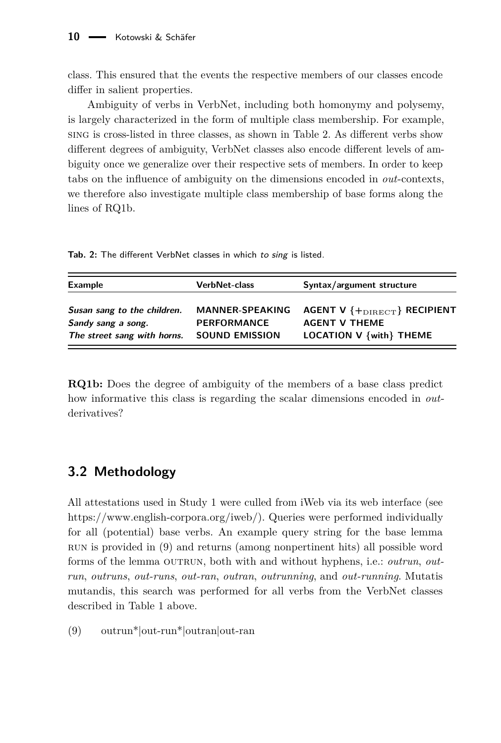class. This ensured that the events the respective members of our classes encode differ in salient properties.

Ambiguity of verbs in VerbNet, including both homonymy and polysemy, is largely characterized in the form of multiple class membership. For example, SING is cross-listed in three classes, as shown in Table 2. As different verbs show different degrees of ambiguity, VerbNet classes also encode different levels of ambiguity once we generalize over their respective sets of members. In order to keep tabs on the influence of ambiguity on the dimensions encoded in *out*-contexts, we therefore also investigate multiple class membership of base forms along the lines of RQ1b.

**Tab. 2:** The different VerbNet classes in which *to sing* is listed.

| Example | VerbNet-class | Syntax/argument structure |
|---|---|---|
| *Susan sang to the children.* | MANNER-SPEAKING | AGENT V {+$_{\text{DIRECT}}$} RECIPIENT |
| *Sandy sang a song.* | PERFORMANCE | AGENT V THEME |
| *The street sang with horns.* | SOUND EMISSION | LOCATION V {with} THEME |

**RQ1b:** Does the degree of ambiguity of the members of a base class predict how informative this class is regarding the scalar dimensions encoded in *out*-derivatives?

## 3.2 Methodology

All attestations used in Study 1 were culled from iWeb via its web interface (see https://www.english-corpora.org/iweb/). Queries were performed individually for all (potential) base verbs. An example query string for the base lemma RUN is provided in (9) and returns (among nonpertinent hits) all possible word forms of the lemma OUTRUN, both with and without hyphens, i.e.: *outrun*, *out-run*, *outruns*, *out-runs*, *out-ran*, *outran*, *outrunning*, and *out-running*. Mutatis mutandis, this search was performed for all verbs from the VerbNet classes described in Table 1 above.

(9) outrun*|out-run*|outran|out-ran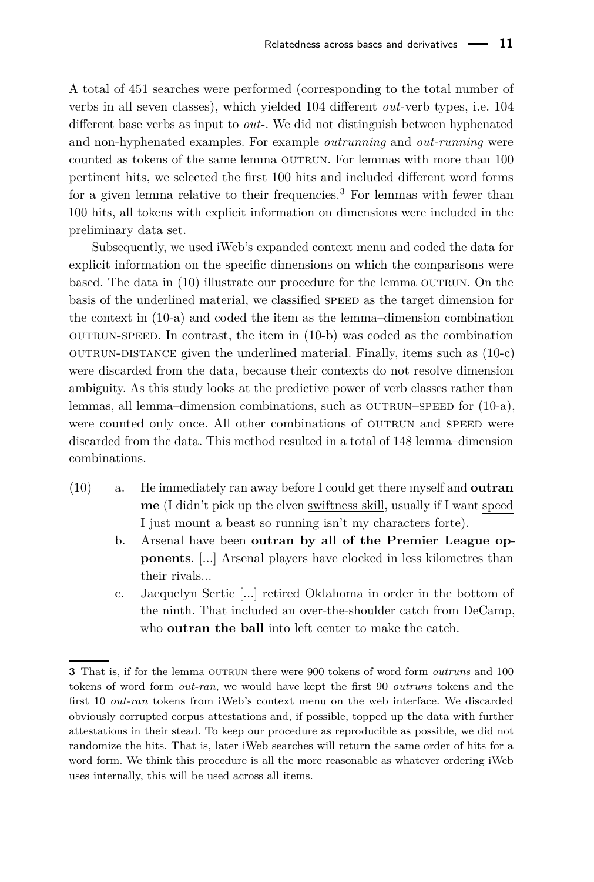A total of 451 searches were performed (corresponding to the total number of verbs in all seven classes), which yielded 104 different *out*-verb types, i.e. 104 different base verbs as input to *out*-. We did not distinguish between hyphenated and non-hyphenated examples. For example *outrunning* and *out-running* were counted as tokens of the same lemma OUTRUN. For lemmas with more than 100 pertinent hits, we selected the first 100 hits and included different word forms for a given lemma relative to their frequencies.[3] For lemmas with fewer than 100 hits, all tokens with explicit information on dimensions were included in the preliminary data set.

Subsequently, we used iWeb's expanded context menu and coded the data for explicit information on the specific dimensions on which the comparisons were based. The data in (10) illustrate our procedure for the lemma OUTRUN. On the basis of the underlined material, we classified SPEED as the target dimension for the context in (10-a) and coded the item as the lemma–dimension combination OUTRUN-SPEED. In contrast, the item in (10-b) was coded as the combination OUTRUN-DISTANCE given the underlined material. Finally, items such as (10-c) were discarded from the data, because their contexts do not resolve dimension ambiguity. As this study looks at the predictive power of verb classes rather than lemmas, all lemma–dimension combinations, such as OUTRUN–SPEED for (10-a), were counted only once. All other combinations of OUTRUN and SPEED were discarded from the data. This method resulted in a total of 148 lemma–dimension combinations.

(10) a. He immediately ran away before I could get there myself and **outran me** (I didn't pick up the elven <u>swiftness skill</u>, usually if I want <u>speed</u> I just mount a beast so running isn't my characters forte).

b. Arsenal have been **outran by all of the Premier League opponents**. [...] Arsenal players have <u>clocked in less kilometres</u> than their rivals...

c. Jacquelyn Sertic [...] retired Oklahoma in order in the bottom of the ninth. That included an over-the-shoulder catch from DeCamp, who **outran the ball** into left center to make the catch.

**3** That is, if for the lemma OUTRUN there were 900 tokens of word form *outruns* and 100 tokens of word form *out-ran*, we would have kept the first 90 *outruns* tokens and the first 10 *out-ran* tokens from iWeb's context menu on the web interface. We discarded obviously corrupted corpus attestations and, if possible, topped up the data with further attestations in their stead. To keep our procedure as reproducible as possible, we did not randomize the hits. That is, later iWeb searches will return the same order of hits for a word form. We think this procedure is all the more reasonable as whatever ordering iWeb uses internally, this will be used across all items.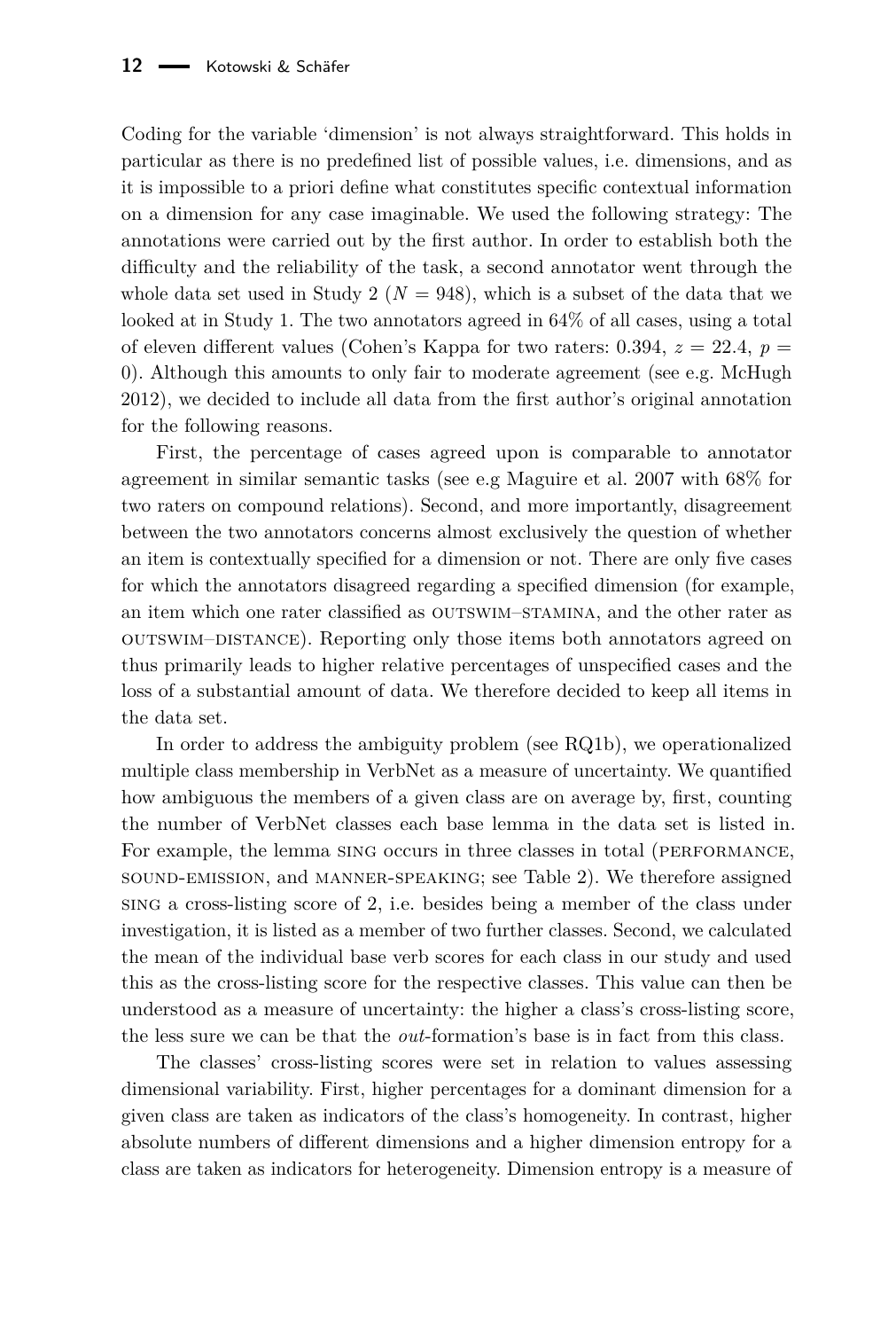Coding for the variable ‘dimension’ is not always straightforward. This holds in particular as there is no predefined list of possible values, i.e. dimensions, and as it is impossible to a priori define what constitutes specific contextual information on a dimension for any case imaginable. We used the following strategy: The annotations were carried out by the first author. In order to establish both the difficulty and the reliability of the task, a second annotator went through the whole data set used in Study 2 ($N = 948$), which is a subset of the data that we looked at in Study 1. The two annotators agreed in 64% of all cases, using a total of eleven different values (Cohen’s Kappa for two raters: 0.394, $z = 22.4$, $p = 0$). Although this amounts to only fair to moderate agreement (see e.g. McHugh 2012), we decided to include all data from the first author’s original annotation for the following reasons.

First, the percentage of cases agreed upon is comparable to annotator agreement in similar semantic tasks (see e.g Maguire et al. 2007 with 68% for two raters on compound relations). Second, and more importantly, disagreement between the two annotators concerns almost exclusively the question of whether an item is contextually specified for a dimension or not. There are only five cases for which the annotators disagreed regarding a specified dimension (for example, an item which one rater classified as OUTSWIM–STAMINA, and the other rater as OUTSWIM–DISTANCE). Reporting only those items both annotators agreed on thus primarily leads to higher relative percentages of unspecified cases and the loss of a substantial amount of data. We therefore decided to keep all items in the data set.

In order to address the ambiguity problem (see RQ1b), we operationalized multiple class membership in VerbNet as a measure of uncertainty. We quantified how ambiguous the members of a given class are on average by, first, counting the number of VerbNet classes each base lemma in the data set is listed in. For example, the lemma SING occurs in three classes in total (PERFORMANCE, SOUND-EMISSION, and MANNER-SPEAKING; see Table 2). We therefore assigned SING a cross-listing score of 2, i.e. besides being a member of the class under investigation, it is listed as a member of two further classes. Second, we calculated the mean of the individual base verb scores for each class in our study and used this as the cross-listing score for the respective classes. This value can then be understood as a measure of uncertainty: the higher a class’s cross-listing score, the less sure we can be that the *out*-formation’s base is in fact from this class.

The classes’ cross-listing scores were set in relation to values assessing dimensional variability. First, higher percentages for a dominant dimension for a given class are taken as indicators of the class’s homogeneity. In contrast, higher absolute numbers of different dimensions and a higher dimension entropy for a class are taken as indicators for heterogeneity. Dimension entropy is a measure of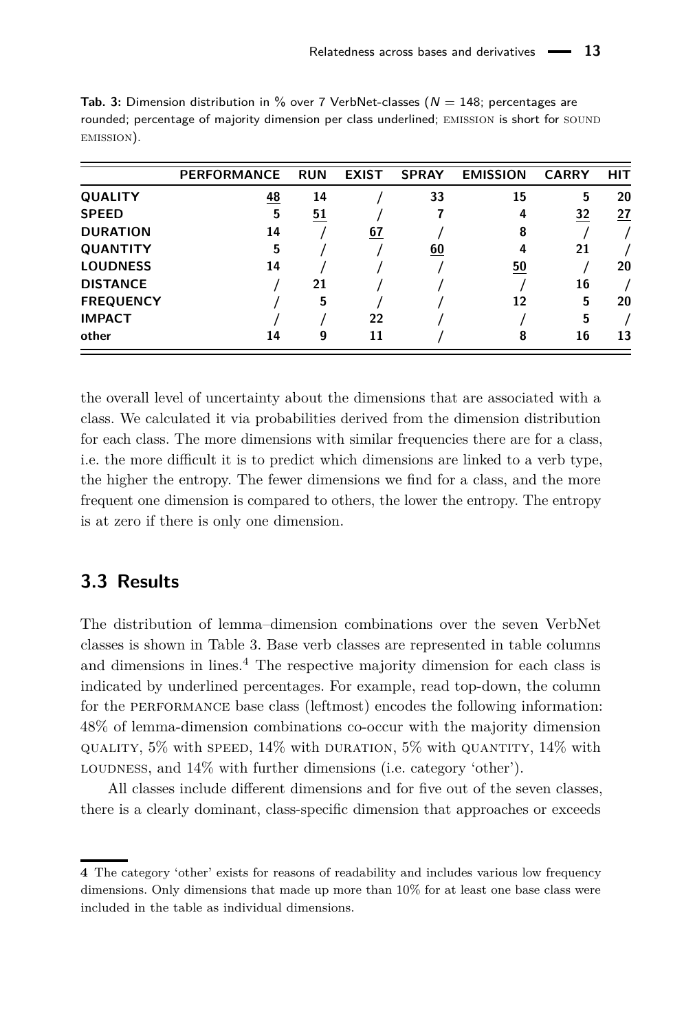**Tab. 3:** Dimension distribution in % over 7 VerbNet-classes ($N = 148$; percentages are rounded; percentage of majority dimension per class underlined; EMISSION is short for SOUND EMISSION).

| | PERFORMANCE | RUN | EXIST | SPRAY | EMISSION | CARRY | HIT |
|---|---|---|---|---|---|---|---|
| **QUALITY** | <u>48</u> | 14 | / | 33 | 15 | 5 | 20 |
| **SPEED** | 5 | <u>51</u> | / | 7 | 4 | <u>32</u> | <u>27</u> |
| **DURATION** | 14 | / | <u>67</u> | / | 8 | / | / |
| **QUANTITY** | 5 | / | / | <u>60</u> | 4 | 21 | / |
| **LOUDNESS** | 14 | / | / | / | <u>50</u> | / | 20 |
| **DISTANCE** | / | 21 | / | / | / | 16 | / |
| **FREQUENCY** | / | 5 | / | / | 12 | 5 | 20 |
| **IMPACT** | / | / | 22 | / | / | 5 | / |
| **other** | 14 | 9 | 11 | / | 8 | 16 | 13 |

the overall level of uncertainty about the dimensions that are associated with a class. We calculated it via probabilities derived from the dimension distribution for each class. The more dimensions with similar frequencies there are for a class, i.e. the more difficult it is to predict which dimensions are linked to a verb type, the higher the entropy. The fewer dimensions we find for a class, and the more frequent one dimension is compared to others, the lower the entropy. The entropy is at zero if there is only one dimension.

## 3.3 Results

The distribution of lemma–dimension combinations over the seven VerbNet classes is shown in Table 3. Base verb classes are represented in table columns and dimensions in lines.[4] The respective majority dimension for each class is indicated by underlined percentages. For example, read top-down, the column for the PERFORMANCE base class (leftmost) encodes the following information: 48% of lemma-dimension combinations co-occur with the majority dimension QUALITY, 5% with SPEED, 14% with DURATION, 5% with QUANTITY, 14% with LOUDNESS, and 14% with further dimensions (i.e. category 'other').

All classes include different dimensions and for five out of the seven classes, there is a clearly dominant, class-specific dimension that approaches or exceeds

**4** The category 'other' exists for reasons of readability and includes various low frequency dimensions. Only dimensions that made up more than 10% for at least one base class were included in the table as individual dimensions.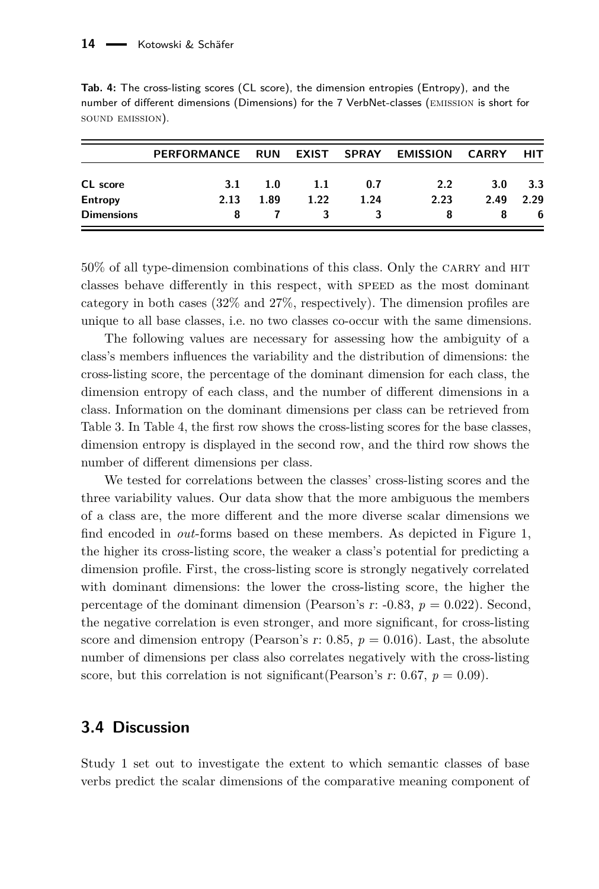**Tab. 4:** The cross-listing scores (CL score), the dimension entropies (Entropy), and the number of different dimensions (Dimensions) for the 7 VerbNet-classes (EMISSION is short for SOUND EMISSION).

| | PERFORMANCE | RUN | EXIST | SPRAY | EMISSION | CARRY | HIT |
|---|---|---|---|---|---|---|---|
| **CL score** | 3.1 | 1.0 | 1.1 | 0.7 | 2.2 | 3.0 | 3.3 |
| **Entropy** | 2.13 | 1.89 | 1.22 | 1.24 | 2.23 | 2.49 | 2.29 |
| **Dimensions** | 8 | 7 | 3 | 3 | 8 | 8 | 6 |

50% of all type-dimension combinations of this class. Only the CARRY and HIT classes behave differently in this respect, with SPEED as the most dominant category in both cases (32% and 27%, respectively). The dimension profiles are unique to all base classes, i.e. no two classes co-occur with the same dimensions.

The following values are necessary for assessing how the ambiguity of a class's members influences the variability and the distribution of dimensions: the cross-listing score, the percentage of the dominant dimension for each class, the dimension entropy of each class, and the number of different dimensions in a class. Information on the dominant dimensions per class can be retrieved from Table 3. In Table 4, the first row shows the cross-listing scores for the base classes, dimension entropy is displayed in the second row, and the third row shows the number of different dimensions per class.

We tested for correlations between the classes' cross-listing scores and the three variability values. Our data show that the more ambiguous the members of a class are, the more different and the more diverse scalar dimensions we find encoded in *out*-forms based on these members. As depicted in Figure 1, the higher its cross-listing score, the weaker a class's potential for predicting a dimension profile. First, the cross-listing score is strongly negatively correlated with dominant dimensions: the lower the cross-listing score, the higher the percentage of the dominant dimension (Pearson's $r$: -0.83, $p = 0.022$). Second, the negative correlation is even stronger, and more significant, for cross-listing score and dimension entropy (Pearson's $r$: 0.85, $p = 0.016$). Last, the absolute number of dimensions per class also correlates negatively with the cross-listing score, but this correlation is not significant(Pearson's $r$: 0.67, $p = 0.09$).

## 3.4 Discussion

Study 1 set out to investigate the extent to which semantic classes of base verbs predict the scalar dimensions of the comparative meaning component of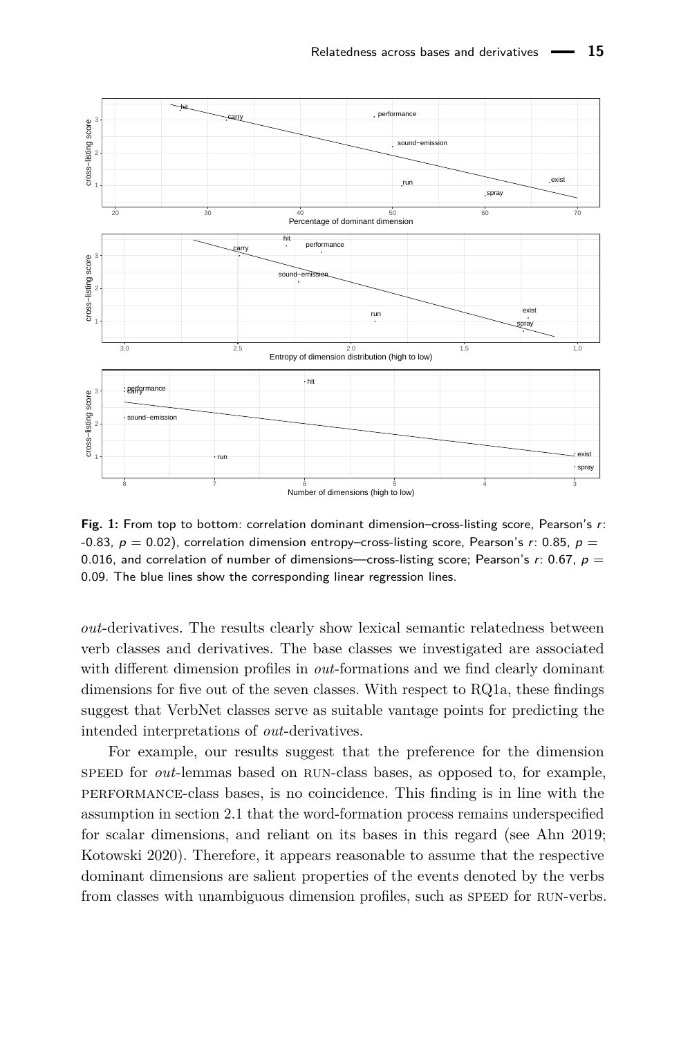cross–listing score

3

2

1

hit

carry

performance

sound–emission

run

exist

spray

20 30 40 50 60 70

Percentage of dominant dimension

cross–listing score

3

2

1

hit

carry

performance

sound–emission

run

exist

spray

3.0 2.5 2.0 1.5 1.0

Entropy of dimension distribution (high to low)

cross–listing score

3

2

1

hit

performance

carry

sound–emission

run

exist

spray

8 7 6 5 4 3

Number of dimensions (high to low)

**Fig. 1:** From top to bottom: correlation dominant dimension–cross-listing score, Pearson's $r$: -0.83, $p = 0.02$), correlation dimension entropy–cross-listing score, Pearson's $r$: 0.85, $p = 0.016$, and correlation of number of dimensions—cross-listing score; Pearson's $r$: 0.67, $p = 0.09$. The blue lines show the corresponding linear regression lines.

*out*-derivatives. The results clearly show lexical semantic relatedness between verb classes and derivatives. The base classes we investigated are associated with different dimension profiles in *out*-formations and we find clearly dominant dimensions for five out of the seven classes. With respect to RQ1a, these findings suggest that VerbNet classes serve as suitable vantage points for predicting the intended interpretations of *out*-derivatives.

For example, our results suggest that the preference for the dimension SPEED for *out*-lemmas based on RUN-class bases, as opposed to, for example, PERFORMANCE-class bases, is no coincidence. This finding is in line with the assumption in section 2.1 that the word-formation process remains underspecified for scalar dimensions, and reliant on its bases in this regard (see Ahn 2019; Kotowski 2020). Therefore, it appears reasonable to assume that the respective dominant dimensions are salient properties of the events denoted by the verbs from classes with unambiguous dimension profiles, such as SPEED for RUN-verbs.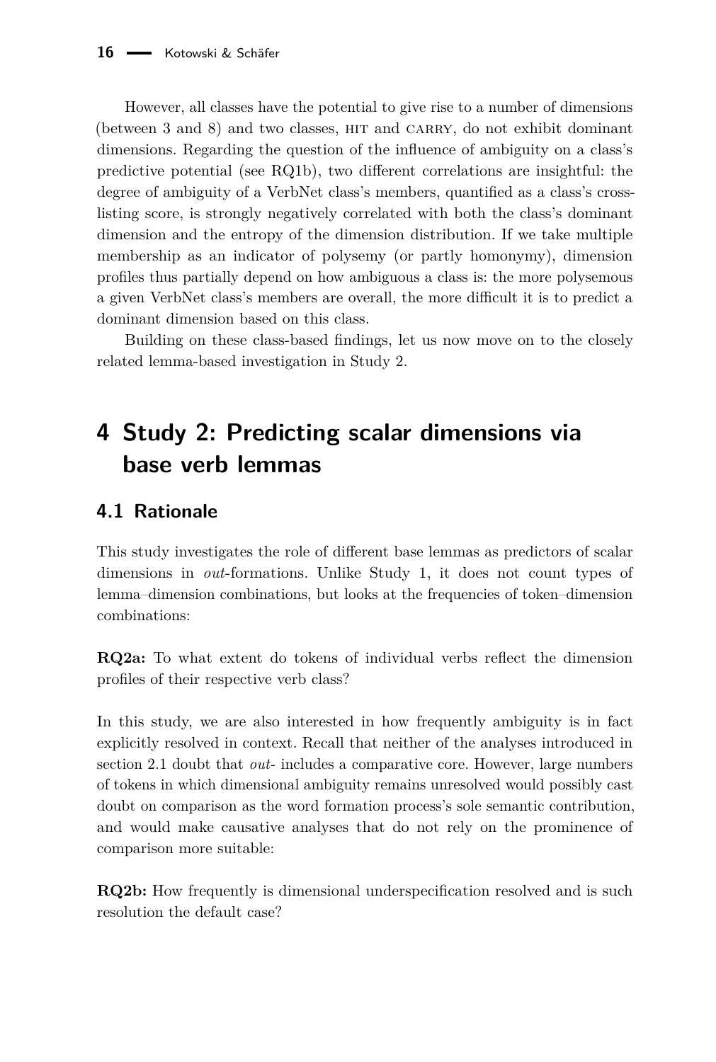However, all classes have the potential to give rise to a number of dimensions (between 3 and 8) and two classes, HIT and CARRY, do not exhibit dominant dimensions. Regarding the question of the influence of ambiguity on a class's predictive potential (see RQ1b), two different correlations are insightful: the degree of ambiguity of a VerbNet class's members, quantified as a class's cross-listing score, is strongly negatively correlated with both the class's dominant dimension and the entropy of the dimension distribution. If we take multiple membership as an indicator of polysemy (or partly homonymy), dimension profiles thus partially depend on how ambiguous a class is: the more polysemous a given VerbNet class's members are overall, the more difficult it is to predict a dominant dimension based on this class.

Building on these class-based findings, let us now move on to the closely related lemma-based investigation in Study 2.

# 4 Study 2: Predicting scalar dimensions via base verb lemmas

## 4.1 Rationale

This study investigates the role of different base lemmas as predictors of scalar dimensions in *out*-formations. Unlike Study 1, it does not count types of lemma–dimension combinations, but looks at the frequencies of token–dimension combinations:

**RQ2a:** To what extent do tokens of individual verbs reflect the dimension profiles of their respective verb class?

In this study, we are also interested in how frequently ambiguity is in fact explicitly resolved in context. Recall that neither of the analyses introduced in section 2.1 doubt that *out*- includes a comparative core. However, large numbers of tokens in which dimensional ambiguity remains unresolved would possibly cast doubt on comparison as the word formation process's sole semantic contribution, and would make causative analyses that do not rely on the prominence of comparison more suitable:

**RQ2b:** How frequently is dimensional underspecification resolved and is such resolution the default case?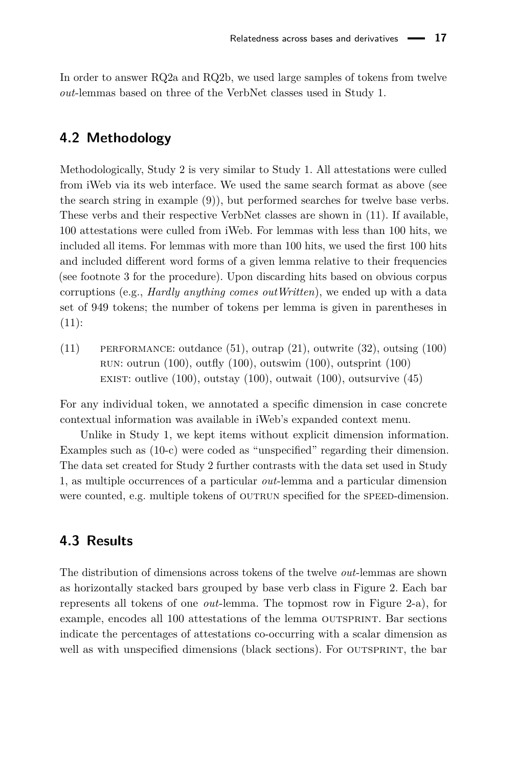In order to answer RQ2a and RQ2b, we used large samples of tokens from twelve *out*-lemmas based on three of the VerbNet classes used in Study 1.

## 4.2 Methodology

Methodologically, Study 2 is very similar to Study 1. All attestations were culled from iWeb via its web interface. We used the same search format as above (see the search string in example (9)), but performed searches for twelve base verbs. These verbs and their respective VerbNet classes are shown in (11). If available, 100 attestations were culled from iWeb. For lemmas with less than 100 hits, we included all items. For lemmas with more than 100 hits, we used the first 100 hits and included different word forms of a given lemma relative to their frequencies (see footnote 3 for the procedure). Upon discarding hits based on obvious corpus corruptions (e.g., *Hardly anything comes outWritten*), we ended up with a data set of 949 tokens; the number of tokens per lemma is given in parentheses in (11):

(11) PERFORMANCE: outdance (51), outrap (21), outwrite (32), outsing (100)
RUN: outrun (100), outfly (100), outswim (100), outsprint (100)
EXIST: outlive (100), outstay (100), outwait (100), outsurvive (45)

For any individual token, we annotated a specific dimension in case concrete contextual information was available in iWeb's expanded context menu.

Unlike in Study 1, we kept items without explicit dimension information. Examples such as (10-c) were coded as "unspecified" regarding their dimension. The data set created for Study 2 further contrasts with the data set used in Study 1, as multiple occurrences of a particular *out*-lemma and a particular dimension were counted, e.g. multiple tokens of OUTRUN specified for the SPEED-dimension.

## 4.3 Results

The distribution of dimensions across tokens of the twelve *out*-lemmas are shown as horizontally stacked bars grouped by base verb class in Figure 2. Each bar represents all tokens of one *out*-lemma. The topmost row in Figure 2-a), for example, encodes all 100 attestations of the lemma OUTSPRINT. Bar sections indicate the percentages of attestations co-occurring with a scalar dimension as well as with unspecified dimensions (black sections). For OUTSPRINT, the bar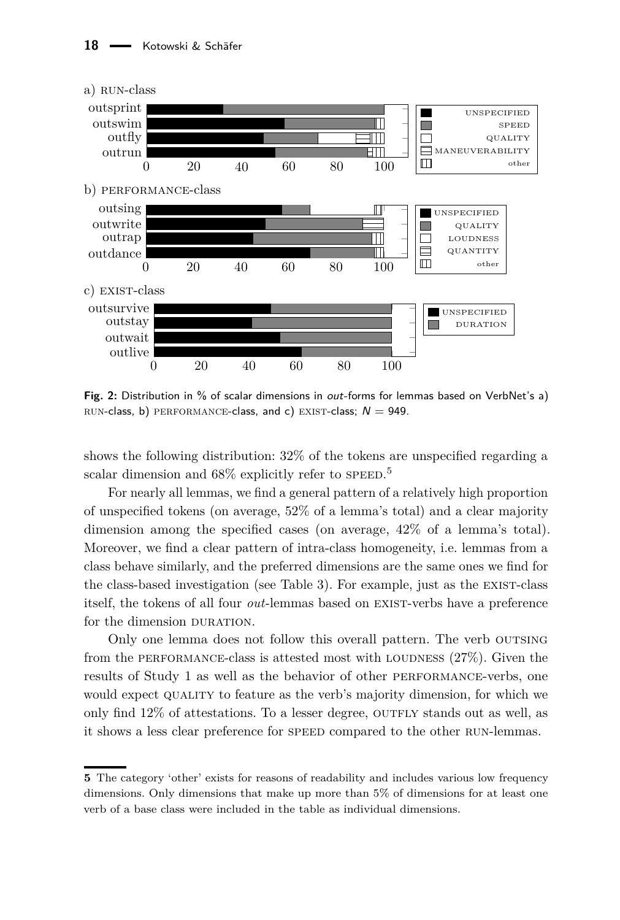a) RUN-class

outsprint
outswim
outfly
outrun

0 20 40 60 80 100

UNSPECIFIED
SPEED
QUALITY
MANEUVERABILITY
other

b) PERFORMANCE-class

outsing
outwrite
outrap
outdance

0 20 40 60 80 100

UNSPECIFIED
QUALITY
LOUDNESS
QUANTITY
other

c) EXIST-class

outsurvive
outstay
outwait
outlive

0 20 40 60 80 100

UNSPECIFIED
DURATION

**Fig. 2:** Distribution in % of scalar dimensions in *out*-forms for lemmas based on VerbNet's a) RUN-class, b) PERFORMANCE-class, and c) EXIST-class; $N = 949$.

shows the following distribution: 32% of the tokens are unspecified regarding a scalar dimension and 68% explicitly refer to SPEED.[5]

For nearly all lemmas, we find a general pattern of a relatively high proportion of unspecified tokens (on average, 52% of a lemma's total) and a clear majority dimension among the specified cases (on average, 42% of a lemma's total). Moreover, we find a clear pattern of intra-class homogeneity, i.e. lemmas from a class behave similarly, and the preferred dimensions are the same ones we find for the class-based investigation (see Table 3). For example, just as the EXIST-class itself, the tokens of all four *out*-lemmas based on EXIST-verbs have a preference for the dimension DURATION.

Only one lemma does not follow this overall pattern. The verb OUTSING from the PERFORMANCE-class is attested most with LOUDNESS (27%). Given the results of Study 1 as well as the behavior of other PERFORMANCE-verbs, one would expect QUALITY to feature as the verb's majority dimension, for which we only find 12% of attestations. To a lesser degree, OUTFLY stands out as well, as it shows a less clear preference for SPEED compared to the other RUN-lemmas.

---

**5** The category 'other' exists for reasons of readability and includes various low frequency dimensions. Only dimensions that make up more than 5% of dimensions for at least one verb of a base class were included in the table as individual dimensions.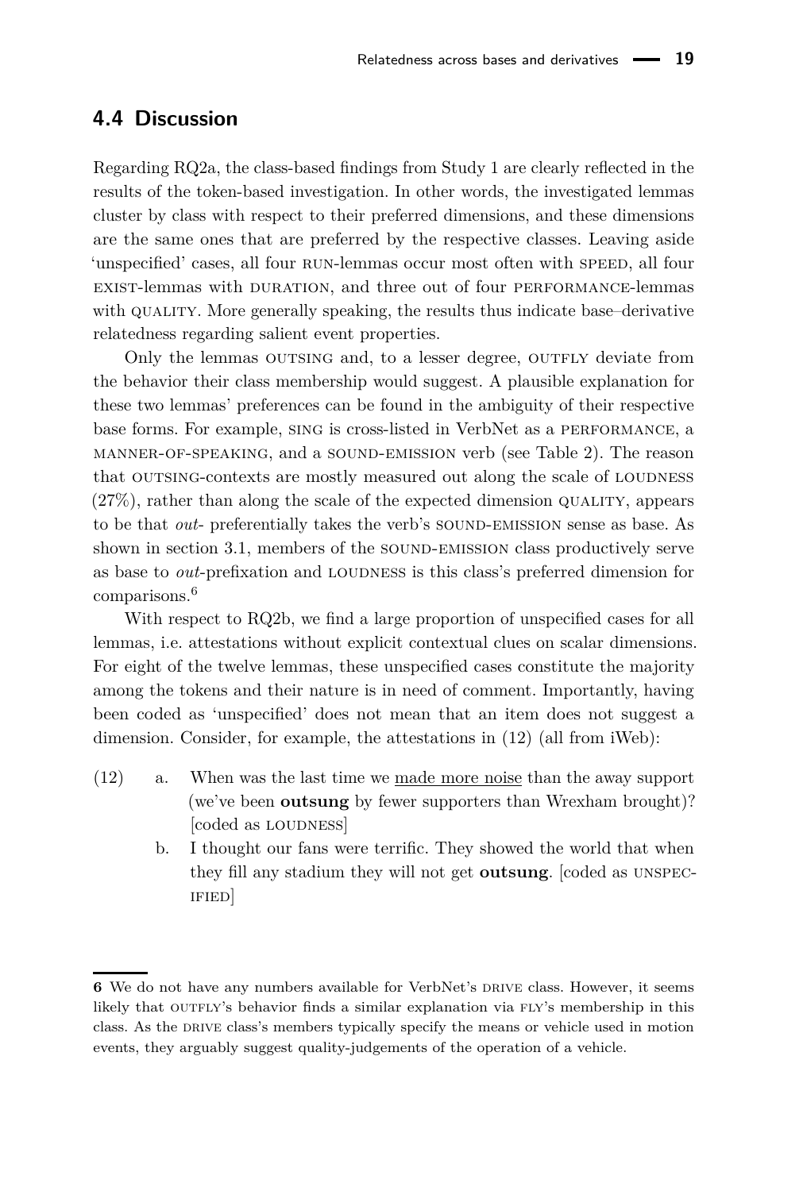## 4.4 Discussion

Regarding RQ2a, the class-based findings from Study 1 are clearly reflected in the results of the token-based investigation. In other words, the investigated lemmas cluster by class with respect to their preferred dimensions, and these dimensions are the same ones that are preferred by the respective classes. Leaving aside 'unspecified' cases, all four RUN-lemmas occur most often with SPEED, all four EXIST-lemmas with DURATION, and three out of four PERFORMANCE-lemmas with QUALITY. More generally speaking, the results thus indicate base–derivative relatedness regarding salient event properties.

Only the lemmas OUTSING and, to a lesser degree, OUTFLY deviate from the behavior their class membership would suggest. A plausible explanation for these two lemmas' preferences can be found in the ambiguity of their respective base forms. For example, SING is cross-listed in VerbNet as a PERFORMANCE, a MANNER-OF-SPEAKING, and a SOUND-EMISSION verb (see Table 2). The reason that OUTSING-contexts are mostly measured out along the scale of LOUDNESS (27%), rather than along the scale of the expected dimension QUALITY, appears to be that *out-* preferentially takes the verb's SOUND-EMISSION sense as base. As shown in section 3.1, members of the SOUND-EMISSION class productively serve as base to *out*-prefixation and LOUDNESS is this class's preferred dimension for comparisons.[6]

With respect to RQ2b, we find a large proportion of unspecified cases for all lemmas, i.e. attestations without explicit contextual clues on scalar dimensions. For eight of the twelve lemmas, these unspecified cases constitute the majority among the tokens and their nature is in need of comment. Importantly, having been coded as 'unspecified' does not mean that an item does not suggest a dimension. Consider, for example, the attestations in (12) (all from iWeb):

(12) a. When was the last time we made more noise than the away support (we've been **outsung** by fewer supporters than Wrexham brought)? [coded as LOUDNESS]

b. I thought our fans were terrific. They showed the world that when they fill any stadium they will not get **outsung**. [coded as UNSPECIFIED]

---

**6** We do not have any numbers available for VerbNet's DRIVE class. However, it seems likely that OUTFLY's behavior finds a similar explanation via FLY's membership in this class. As the DRIVE class's members typically specify the means or vehicle used in motion events, they arguably suggest quality-judgements of the operation of a vehicle.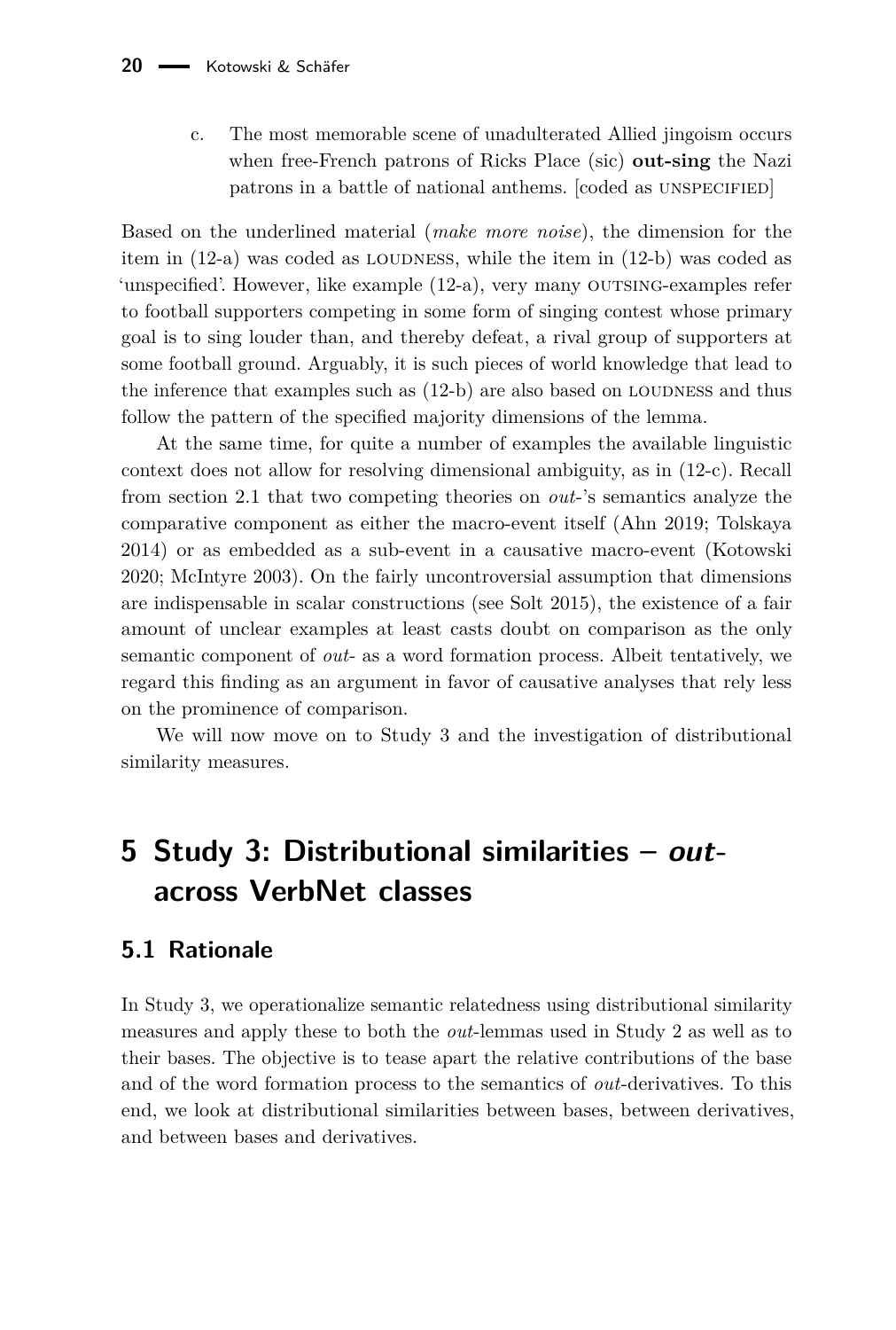c. The most memorable scene of unadulterated Allied jingoism occurs when free-French patrons of Ricks Place (sic) **out-sing** the Nazi patrons in a battle of national anthems. [coded as UNSPECIFIED]

Based on the underlined material (*make more noise*), the dimension for the item in (12-a) was coded as LOUDNESS, while the item in (12-b) was coded as 'unspecified'. However, like example (12-a), very many OUTSING-examples refer to football supporters competing in some form of singing contest whose primary goal is to sing louder than, and thereby defeat, a rival group of supporters at some football ground. Arguably, it is such pieces of world knowledge that lead to the inference that examples such as (12-b) are also based on LOUDNESS and thus follow the pattern of the specified majority dimensions of the lemma.

At the same time, for quite a number of examples the available linguistic context does not allow for resolving dimensional ambiguity, as in (12-c). Recall from section 2.1 that two competing theories on *out-*'s semantics analyze the comparative component as either the macro-event itself (Ahn 2019; Tolskaya 2014) or as embedded as a sub-event in a causative macro-event (Kotowski 2020; McIntyre 2003). On the fairly uncontroversial assumption that dimensions are indispensable in scalar constructions (see Solt 2015), the existence of a fair amount of unclear examples at least casts doubt on comparison as the only semantic component of *out-* as a word formation process. Albeit tentatively, we regard this finding as an argument in favor of causative analyses that rely less on the prominence of comparison.

We will now move on to Study 3 and the investigation of distributional similarity measures.

# 5 Study 3: Distributional similarities – *out-* across VerbNet classes

## 5.1 Rationale

In Study 3, we operationalize semantic relatedness using distributional similarity measures and apply these to both the *out*-lemmas used in Study 2 as well as to their bases. The objective is to tease apart the relative contributions of the base and of the word formation process to the semantics of *out*-derivatives. To this end, we look at distributional similarities between bases, between derivatives, and between bases and derivatives.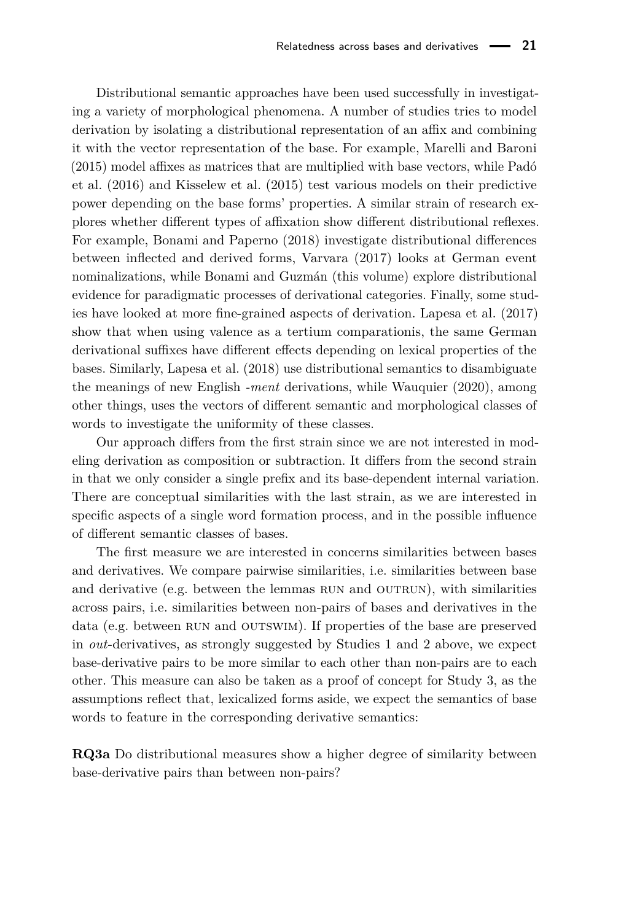Distributional semantic approaches have been used successfully in investigating a variety of morphological phenomena. A number of studies tries to model derivation by isolating a distributional representation of an affix and combining it with the vector representation of the base. For example, Marelli and Baroni (2015) model affixes as matrices that are multiplied with base vectors, while Padó et al. (2016) and Kisselew et al. (2015) test various models on their predictive power depending on the base forms' properties. A similar strain of research explores whether different types of affixation show different distributional reflexes. For example, Bonami and Paperno (2018) investigate distributional differences between inflected and derived forms, Varvara (2017) looks at German event nominalizations, while Bonami and Guzmán (this volume) explore distributional evidence for paradigmatic processes of derivational categories. Finally, some studies have looked at more fine-grained aspects of derivation. Lapesa et al. (2017) show that when using valence as a tertium comparationis, the same German derivational suffixes have different effects depending on lexical properties of the bases. Similarly, Lapesa et al. (2018) use distributional semantics to disambiguate the meanings of new English *-ment* derivations, while Wauquier (2020), among other things, uses the vectors of different semantic and morphological classes of words to investigate the uniformity of these classes.

Our approach differs from the first strain since we are not interested in modeling derivation as composition or subtraction. It differs from the second strain in that we only consider a single prefix and its base-dependent internal variation. There are conceptual similarities with the last strain, as we are interested in specific aspects of a single word formation process, and in the possible influence of different semantic classes of bases.

The first measure we are interested in concerns similarities between bases and derivatives. We compare pairwise similarities, i.e. similarities between base and derivative (e.g. between the lemmas RUN and OUTRUN), with similarities across pairs, i.e. similarities between non-pairs of bases and derivatives in the data (e.g. between RUN and OUTSWIM). If properties of the base are preserved in *out*-derivatives, as strongly suggested by Studies 1 and 2 above, we expect base-derivative pairs to be more similar to each other than non-pairs are to each other. This measure can also be taken as a proof of concept for Study 3, as the assumptions reflect that, lexicalized forms aside, we expect the semantics of base words to feature in the corresponding derivative semantics:

**RQ3a** Do distributional measures show a higher degree of similarity between base-derivative pairs than between non-pairs?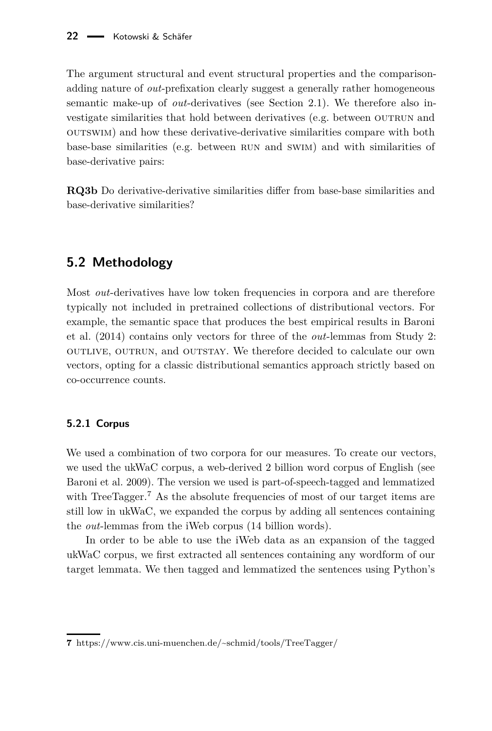The argument structural and event structural properties and the comparison-adding nature of *out*-prefixation clearly suggest a generally rather homogeneous semantic make-up of *out*-derivatives (see Section 2.1). We therefore also investigate similarities that hold between derivatives (e.g. between OUTRUN and OUTSWIM) and how these derivative-derivative similarities compare with both base-base similarities (e.g. between RUN and SWIM) and with similarities of base-derivative pairs:

**RQ3b** Do derivative-derivative similarities differ from base-base similarities and base-derivative similarities?

## 5.2 Methodology

Most *out*-derivatives have low token frequencies in corpora and are therefore typically not included in pretrained collections of distributional vectors. For example, the semantic space that produces the best empirical results in Baroni et al. (2014) contains only vectors for three of the *out*-lemmas from Study 2: OUTLIVE, OUTRUN, and OUTSTAY. We therefore decided to calculate our own vectors, opting for a classic distributional semantics approach strictly based on co-occurrence counts.

### 5.2.1 Corpus

We used a combination of two corpora for our measures. To create our vectors, we used the ukWaC corpus, a web-derived 2 billion word corpus of English (see Baroni et al. 2009). The version we used is part-of-speech-tagged and lemmatized with TreeTagger.[7] As the absolute frequencies of most of our target items are still low in ukWaC, we expanded the corpus by adding all sentences containing the *out*-lemmas from the iWeb corpus (14 billion words).

In order to be able to use the iWeb data as an expansion of the tagged ukWaC corpus, we first extracted all sentences containing any wordform of our target lemmata. We then tagged and lemmatized the sentences using Python's

7 https://www.cis.uni-muenchen.de/~schmid/tools/TreeTagger/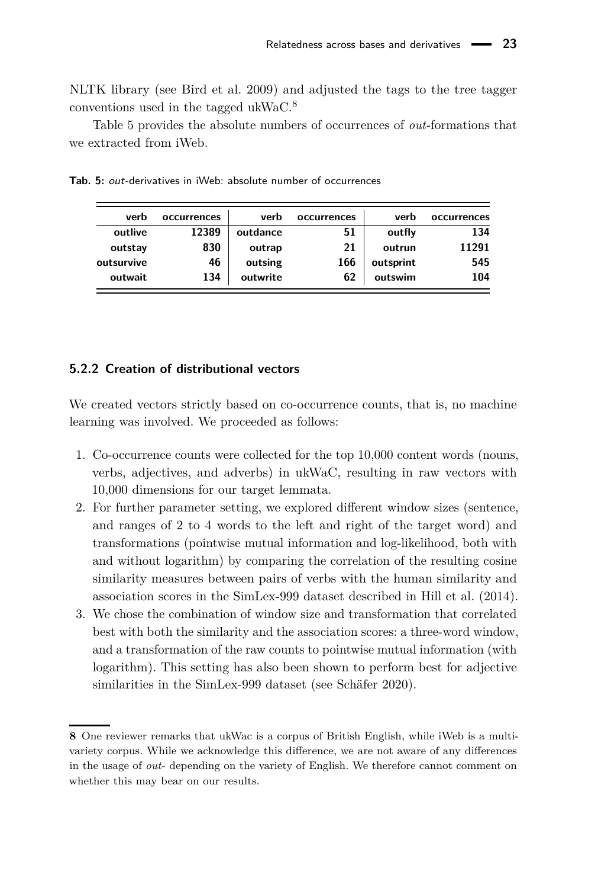NLTK library (see Bird et al. 2009) and adjusted the tags to the tree tagger conventions used in the tagged ukWaC.[8]

Table 5 provides the absolute numbers of occurrences of *out*-formations that we extracted from iWeb.

**Tab. 5:** *out*-derivatives in iWeb: absolute number of occurrences

| verb | occurrences | verb | occurrences | verb | occurrences |
|---|---|---|---|---|---|
| outlive | 12389 | outdance | 51 | outfly | 134 |
| outstay | 830 | outrap | 21 | outrun | 11291 |
| outsurvive | 46 | outsing | 166 | outsprint | 545 |
| outwait | 134 | outwrite | 62 | outswim | 104 |

### 5.2.2 Creation of distributional vectors

We created vectors strictly based on co-occurrence counts, that is, no machine learning was involved. We proceeded as follows:

1. Co-occurrence counts were collected for the top 10,000 content words (nouns, verbs, adjectives, and adverbs) in ukWaC, resulting in raw vectors with 10,000 dimensions for our target lemmata.
2. For further parameter setting, we explored different window sizes (sentence, and ranges of 2 to 4 words to the left and right of the target word) and transformations (pointwise mutual information and log-likelihood, both with and without logarithm) by comparing the correlation of the resulting cosine similarity measures between pairs of verbs with the human similarity and association scores in the SimLex-999 dataset described in Hill et al. (2014).
3. We chose the combination of window size and transformation that correlated best with both the similarity and the association scores: a three-word window, and a transformation of the raw counts to pointwise mutual information (with logarithm). This setting has also been shown to perform best for adjective similarities in the SimLex-999 dataset (see Schäfer 2020).

**8** One reviewer remarks that ukWac is a corpus of British English, while iWeb is a multi-variety corpus. While we acknowledge this difference, we are not aware of any differences in the usage of *out-* depending on the variety of English. We therefore cannot comment on whether this may bear on our results.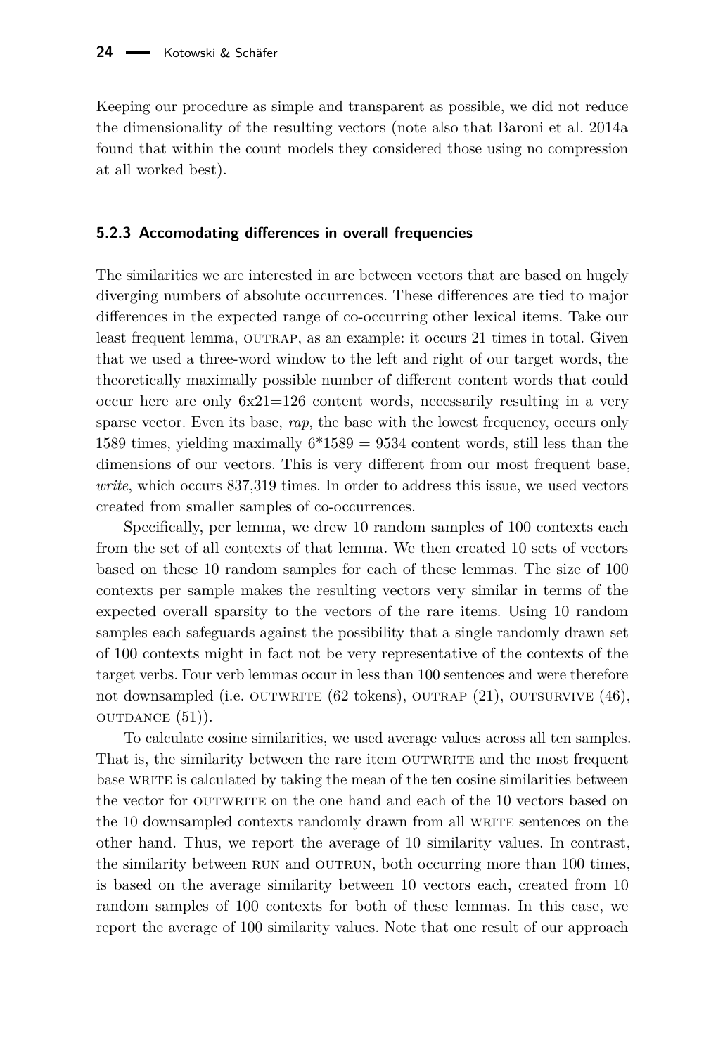Keeping our procedure as simple and transparent as possible, we did not reduce the dimensionality of the resulting vectors (note also that Baroni et al. 2014a found that within the count models they considered those using no compression at all worked best).

### 5.2.3 Accomodating differences in overall frequencies

The similarities we are interested in are between vectors that are based on hugely diverging numbers of absolute occurrences. These differences are tied to major differences in the expected range of co-occurring other lexical items. Take our least frequent lemma, OUTRAP, as an example: it occurs 21 times in total. Given that we used a three-word window to the left and right of our target words, the theoretically maximally possible number of different content words that could occur here are only 6x21=126 content words, necessarily resulting in a very sparse vector. Even its base, *rap*, the base with the lowest frequency, occurs only 1589 times, yielding maximally 6*1589 = 9534 content words, still less than the dimensions of our vectors. This is very different from our most frequent base, *write*, which occurs 837,319 times. In order to address this issue, we used vectors created from smaller samples of co-occurrences.

Specifically, per lemma, we drew 10 random samples of 100 contexts each from the set of all contexts of that lemma. We then created 10 sets of vectors based on these 10 random samples for each of these lemmas. The size of 100 contexts per sample makes the resulting vectors very similar in terms of the expected overall sparsity to the vectors of the rare items. Using 10 random samples each safeguards against the possibility that a single randomly drawn set of 100 contexts might in fact not be very representative of the contexts of the target verbs. Four verb lemmas occur in less than 100 sentences and were therefore not downsampled (i.e. OUTWRITE (62 tokens), OUTRAP (21), OUTSURVIVE (46), OUTDANCE (51)).

To calculate cosine similarities, we used average values across all ten samples. That is, the similarity between the rare item OUTWRITE and the most frequent base WRITE is calculated by taking the mean of the ten cosine similarities between the vector for OUTWRITE on the one hand and each of the 10 vectors based on the 10 downsampled contexts randomly drawn from all WRITE sentences on the other hand. Thus, we report the average of 10 similarity values. In contrast, the similarity between RUN and OUTRUN, both occurring more than 100 times, is based on the average similarity between 10 vectors each, created from 10 random samples of 100 contexts for both of these lemmas. In this case, we report the average of 100 similarity values. Note that one result of our approach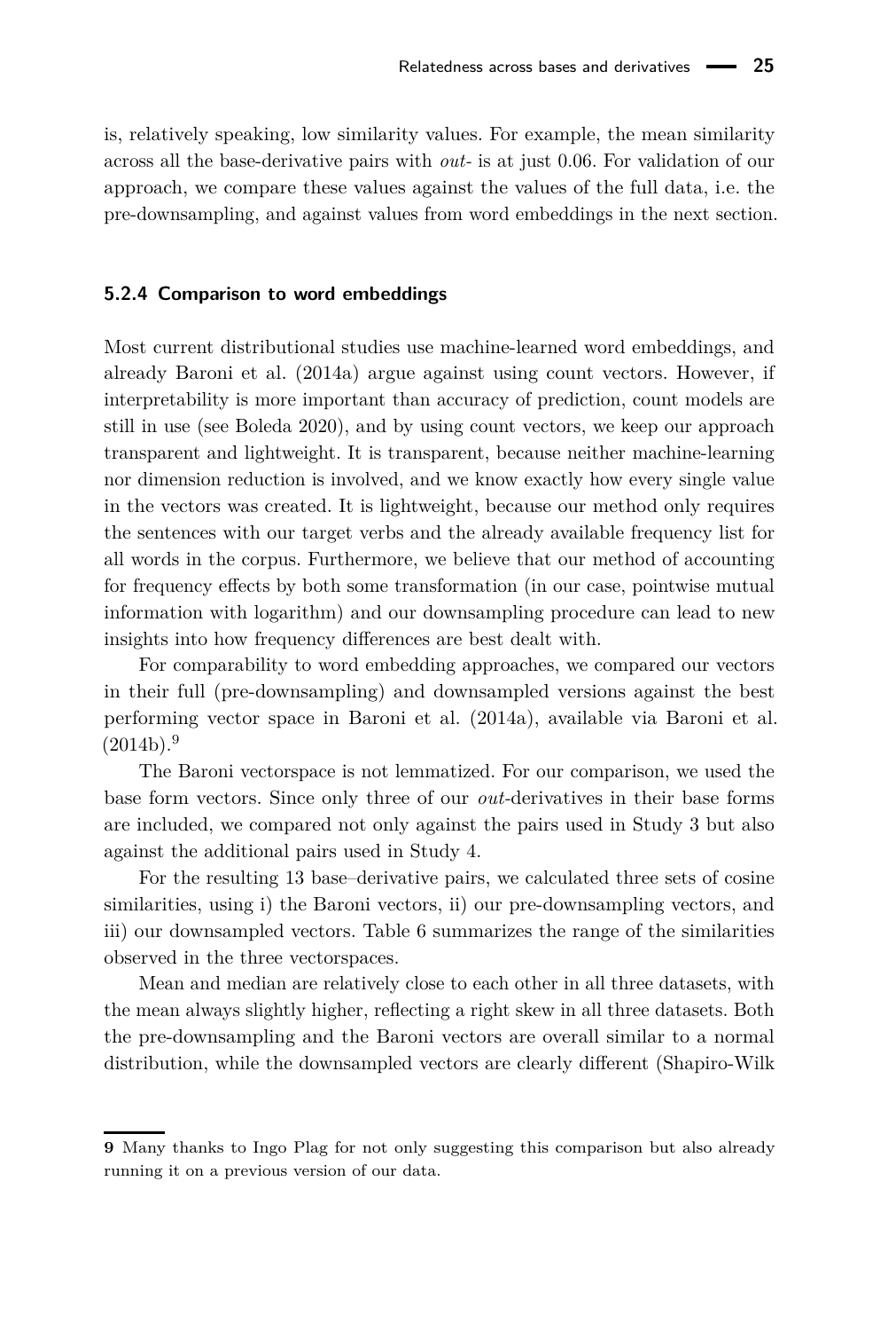is, relatively speaking, low similarity values. For example, the mean similarity across all the base-derivative pairs with *out-* is at just 0.06. For validation of our approach, we compare these values against the values of the full data, i.e. the pre-downsampling, and against values from word embeddings in the next section.

### 5.2.4 Comparison to word embeddings

Most current distributional studies use machine-learned word embeddings, and already Baroni et al. (2014a) argue against using count vectors. However, if interpretability is more important than accuracy of prediction, count models are still in use (see Boleda 2020), and by using count vectors, we keep our approach transparent and lightweight. It is transparent, because neither machine-learning nor dimension reduction is involved, and we know exactly how every single value in the vectors was created. It is lightweight, because our method only requires the sentences with our target verbs and the already available frequency list for all words in the corpus. Furthermore, we believe that our method of accounting for frequency effects by both some transformation (in our case, pointwise mutual information with logarithm) and our downsampling procedure can lead to new insights into how frequency differences are best dealt with.

For comparability to word embedding approaches, we compared our vectors in their full (pre-downsampling) and downsampled versions against the best performing vector space in Baroni et al. (2014a), available via Baroni et al. (2014b).[9]

The Baroni vectorspace is not lemmatized. For our comparison, we used the base form vectors. Since only three of our *out*-derivatives in their base forms are included, we compared not only against the pairs used in Study 3 but also against the additional pairs used in Study 4.

For the resulting 13 base–derivative pairs, we calculated three sets of cosine similarities, using i) the Baroni vectors, ii) our pre-downsampling vectors, and iii) our downsampled vectors. Table 6 summarizes the range of the similarities observed in the three vectorspaces.

Mean and median are relatively close to each other in all three datasets, with the mean always slightly higher, reflecting a right skew in all three datasets. Both the pre-downsampling and the Baroni vectors are overall similar to a normal distribution, while the downsampled vectors are clearly different (Shapiro-Wilk

---

**9** Many thanks to Ingo Plag for not only suggesting this comparison but also already running it on a previous version of our data.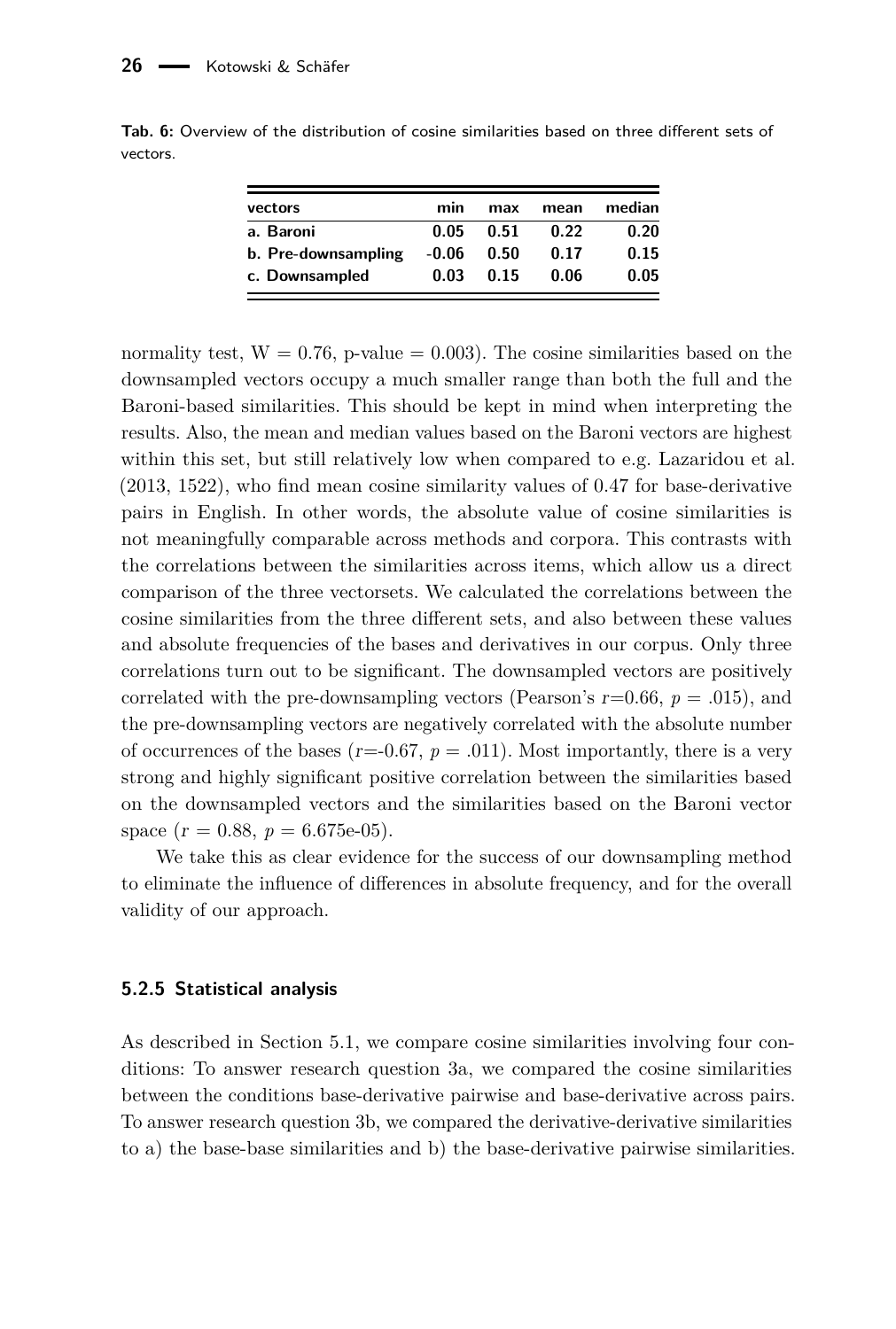**Tab. 6:** Overview of the distribution of cosine similarities based on three different sets of vectors.

| vectors | min | max | mean | median |
|---|---|---|---|---|
| a. Baroni | 0.05 | 0.51 | 0.22 | 0.20 |
| b. Pre-downsampling | -0.06 | 0.50 | 0.17 | 0.15 |
| c. Downsampled | 0.03 | 0.15 | 0.06 | 0.05 |

normality test, W = 0.76, p-value = 0.003). The cosine similarities based on the downsampled vectors occupy a much smaller range than both the full and the Baroni-based similarities. This should be kept in mind when interpreting the results. Also, the mean and median values based on the Baroni vectors are highest within this set, but still relatively low when compared to e.g. Lazaridou et al. (2013, 1522), who find mean cosine similarity values of 0.47 for base-derivative pairs in English. In other words, the absolute value of cosine similarities is not meaningfully comparable across methods and corpora. This contrasts with the correlations between the similarities across items, which allow us a direct comparison of the three vectorsets. We calculated the correlations between the cosine similarities from the three different sets, and also between these values and absolute frequencies of the bases and derivatives in our corpus. Only three correlations turn out to be significant. The downsampled vectors are positively correlated with the pre-downsampling vectors (Pearson's $r$=0.66, $p$ = .015), and the pre-downsampling vectors are negatively correlated with the absolute number of occurrences of the bases ($r$=-0.67, $p$ = .011). Most importantly, there is a very strong and highly significant positive correlation between the similarities based on the downsampled vectors and the similarities based on the Baroni vector space ($r$ = 0.88, $p$ = 6.675e-05).

We take this as clear evidence for the success of our downsampling method to eliminate the influence of differences in absolute frequency, and for the overall validity of our approach.

#### 5.2.5 Statistical analysis

As described in Section 5.1, we compare cosine similarities involving four conditions: To answer research question 3a, we compared the cosine similarities between the conditions base-derivative pairwise and base-derivative across pairs. To answer research question 3b, we compared the derivative-derivative similarities to a) the base-base similarities and b) the base-derivative pairwise similarities.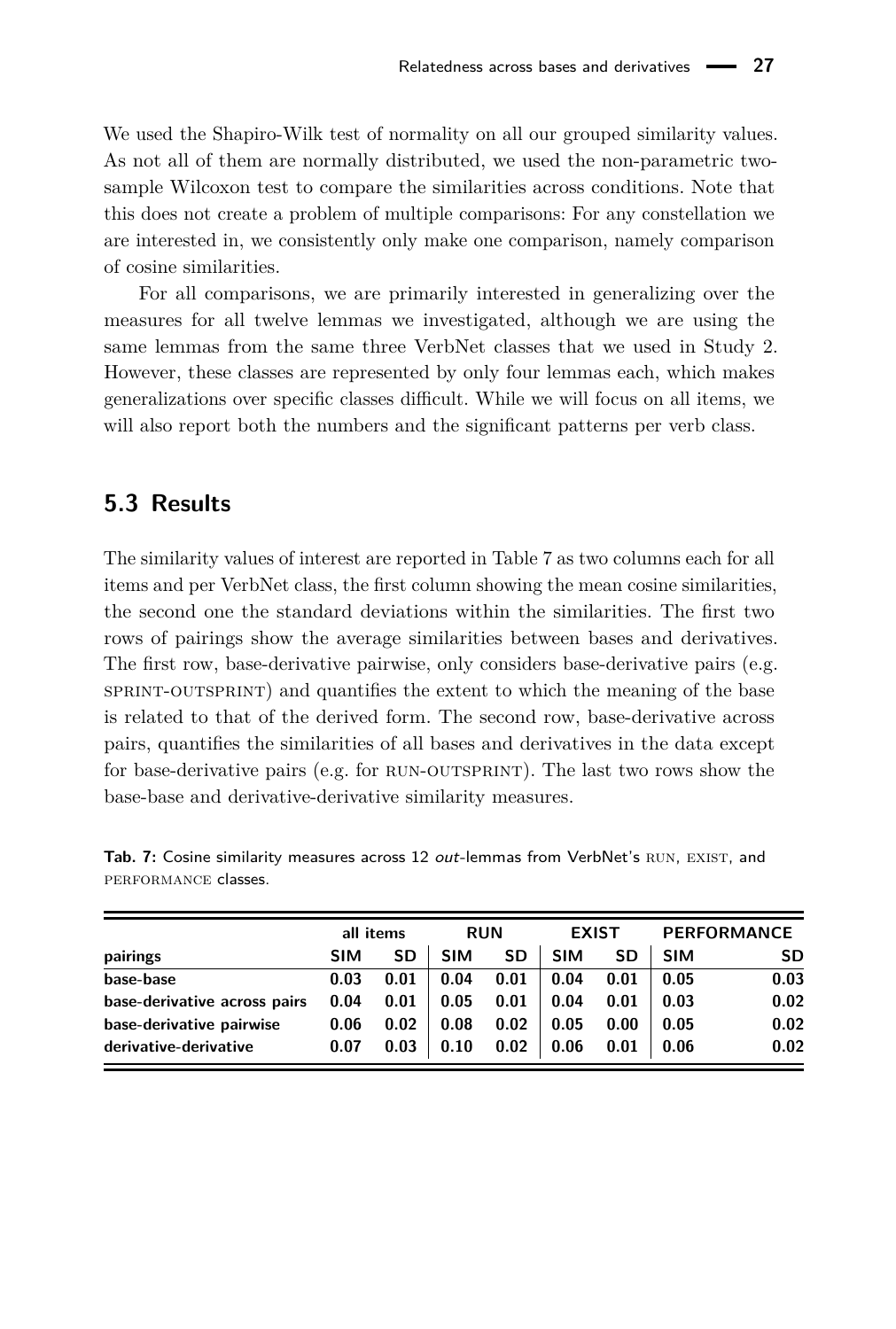We used the Shapiro-Wilk test of normality on all our grouped similarity values. As not all of them are normally distributed, we used the non-parametric two-sample Wilcoxon test to compare the similarities across conditions. Note that this does not create a problem of multiple comparisons: For any constellation we are interested in, we consistently only make one comparison, namely comparison of cosine similarities.

For all comparisons, we are primarily interested in generalizing over the measures for all twelve lemmas we investigated, although we are using the same lemmas from the same three VerbNet classes that we used in Study 2. However, these classes are represented by only four lemmas each, which makes generalizations over specific classes difficult. While we will focus on all items, we will also report both the numbers and the significant patterns per verb class.

## 5.3 Results

The similarity values of interest are reported in Table 7 as two columns each for all items and per VerbNet class, the first column showing the mean cosine similarities, the second one the standard deviations within the similarities. The first two rows of pairings show the average similarities between bases and derivatives. The first row, base-derivative pairwise, only considers base-derivative pairs (e.g. SPRINT-OUTSPRINT) and quantifies the extent to which the meaning of the base is related to that of the derived form. The second row, base-derivative across pairs, quantifies the similarities of all bases and derivatives in the data except for base-derivative pairs (e.g. for RUN-OUTSPRINT). The last two rows show the base-base and derivative-derivative similarity measures.

**Tab. 7:** Cosine similarity measures across 12 *out*-lemmas from VerbNet's RUN, EXIST, and PERFORMANCE classes.

| | all items | | RUN | | EXIST | | PERFORMANCE | |
|---|---|---|---|---|---|---|---|---|
| **pairings** | **SIM** | **SD** | **SIM** | **SD** | **SIM** | **SD** | **SIM** | **SD** |
| **base-base** | **0.03** | **0.01** | **0.04** | **0.01** | **0.04** | **0.01** | **0.05** | **0.03** |
| **base-derivative across pairs** | **0.04** | **0.01** | **0.05** | **0.01** | **0.04** | **0.01** | **0.03** | **0.02** |
| **base-derivative pairwise** | **0.06** | **0.02** | **0.08** | **0.02** | **0.05** | **0.00** | **0.05** | **0.02** |
| **derivative-derivative** | **0.07** | **0.03** | **0.10** | **0.02** | **0.06** | **0.01** | **0.06** | **0.02** |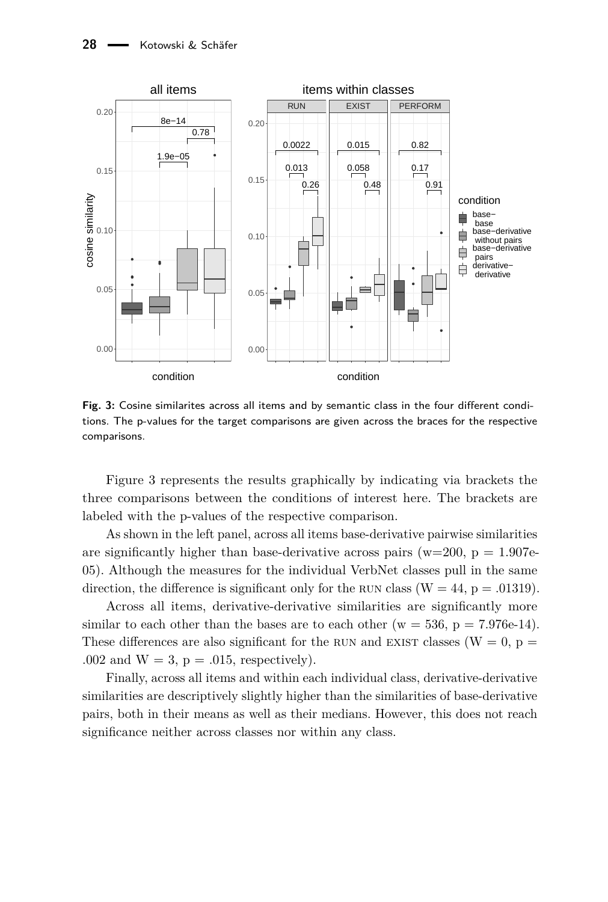all items

0.20
0.15
0.10
0.05
0.00

cosine similarity

8e−14
0.78
1.9e−05

condition

items within classes

RUN
EXIST
PERFORM

0.20
0.15
0.10
0.05
0.00

0.0022
0.013
0.26
0.015
0.058
0.48
0.82
0.17
0.91

condition

condition
base−base
base−derivative without pairs
base−derivative pairs
derivative−derivative

**Fig. 3:** Cosine similarites across all items and by semantic class in the four different conditions. The p-values for the target comparisons are given across the braces for the respective comparisons.

Figure 3 represents the results graphically by indicating via brackets the three comparisons between the conditions of interest here. The brackets are labeled with the p-values of the respective comparison.

As shown in the left panel, across all items base-derivative pairwise similarities are significantly higher than base-derivative across pairs (w=200, p = 1.907e-05). Although the measures for the individual VerbNet classes pull in the same direction, the difference is significant only for the RUN class (W = 44, p = .01319).

Across all items, derivative-derivative similarities are significantly more similar to each other than the bases are to each other (w = 536, p = 7.976e-14). These differences are also significant for the RUN and EXIST classes (W = 0, p = .002 and W = 3, p = .015, respectively).

Finally, across all items and within each individual class, derivative-derivative similarities are descriptively slightly higher than the similarities of base-derivative pairs, both in their means as well as their medians. However, this does not reach significance neither across classes nor within any class.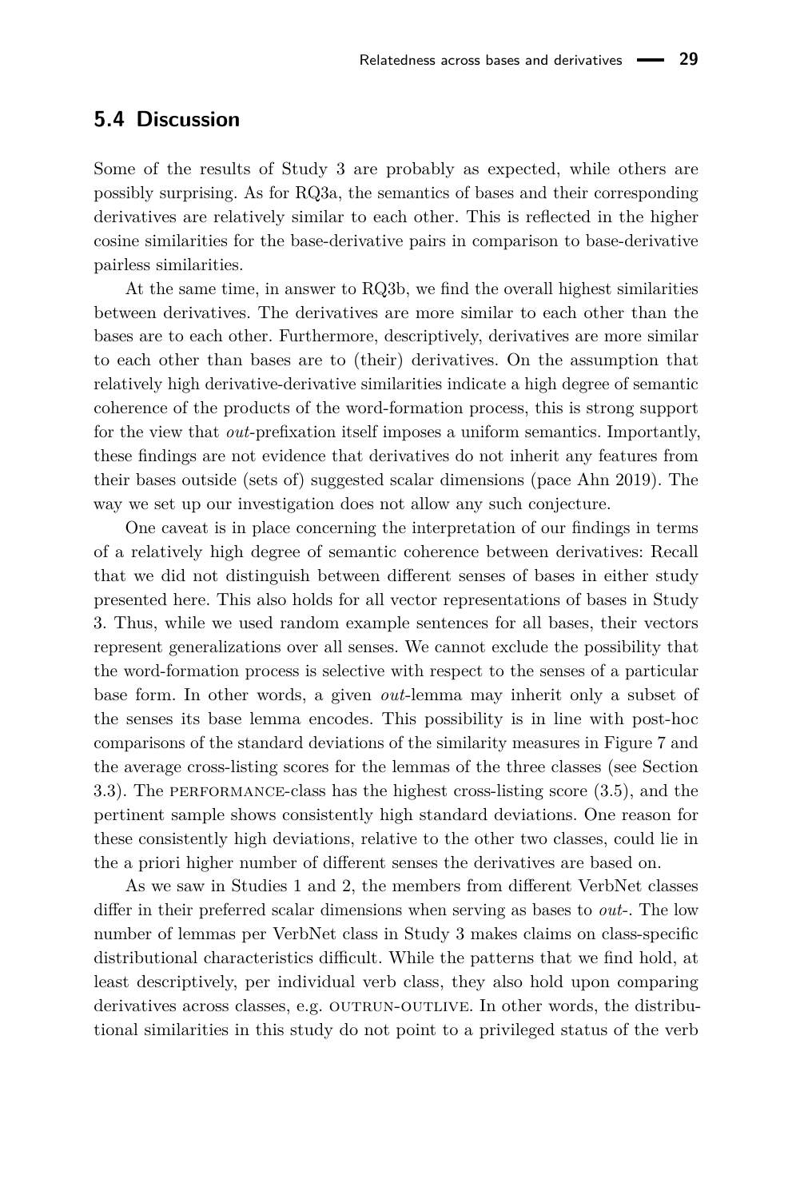## 5.4 Discussion

Some of the results of Study 3 are probably as expected, while others are possibly surprising. As for RQ3a, the semantics of bases and their corresponding derivatives are relatively similar to each other. This is reflected in the higher cosine similarities for the base-derivative pairs in comparison to base-derivative pairless similarities.

At the same time, in answer to RQ3b, we find the overall highest similarities between derivatives. The derivatives are more similar to each other than the bases are to each other. Furthermore, descriptively, derivatives are more similar to each other than bases are to (their) derivatives. On the assumption that relatively high derivative-derivative similarities indicate a high degree of semantic coherence of the products of the word-formation process, this is strong support for the view that *out*-prefixation itself imposes a uniform semantics. Importantly, these findings are not evidence that derivatives do not inherit any features from their bases outside (sets of) suggested scalar dimensions (pace Ahn 2019). The way we set up our investigation does not allow any such conjecture.

One caveat is in place concerning the interpretation of our findings in terms of a relatively high degree of semantic coherence between derivatives: Recall that we did not distinguish between different senses of bases in either study presented here. This also holds for all vector representations of bases in Study 3. Thus, while we used random example sentences for all bases, their vectors represent generalizations over all senses. We cannot exclude the possibility that the word-formation process is selective with respect to the senses of a particular base form. In other words, a given *out*-lemma may inherit only a subset of the senses its base lemma encodes. This possibility is in line with post-hoc comparisons of the standard deviations of the similarity measures in Figure 7 and the average cross-listing scores for the lemmas of the three classes (see Section 3.3). The PERFORMANCE-class has the highest cross-listing score (3.5), and the pertinent sample shows consistently high standard deviations. One reason for these consistently high deviations, relative to the other two classes, could lie in the a priori higher number of different senses the derivatives are based on.

As we saw in Studies 1 and 2, the members from different VerbNet classes differ in their preferred scalar dimensions when serving as bases to *out*-. The low number of lemmas per VerbNet class in Study 3 makes claims on class-specific distributional characteristics difficult. While the patterns that we find hold, at least descriptively, per individual verb class, they also hold upon comparing derivatives across classes, e.g. OUTRUN-OUTLIVE. In other words, the distributional similarities in this study do not point to a privileged status of the verb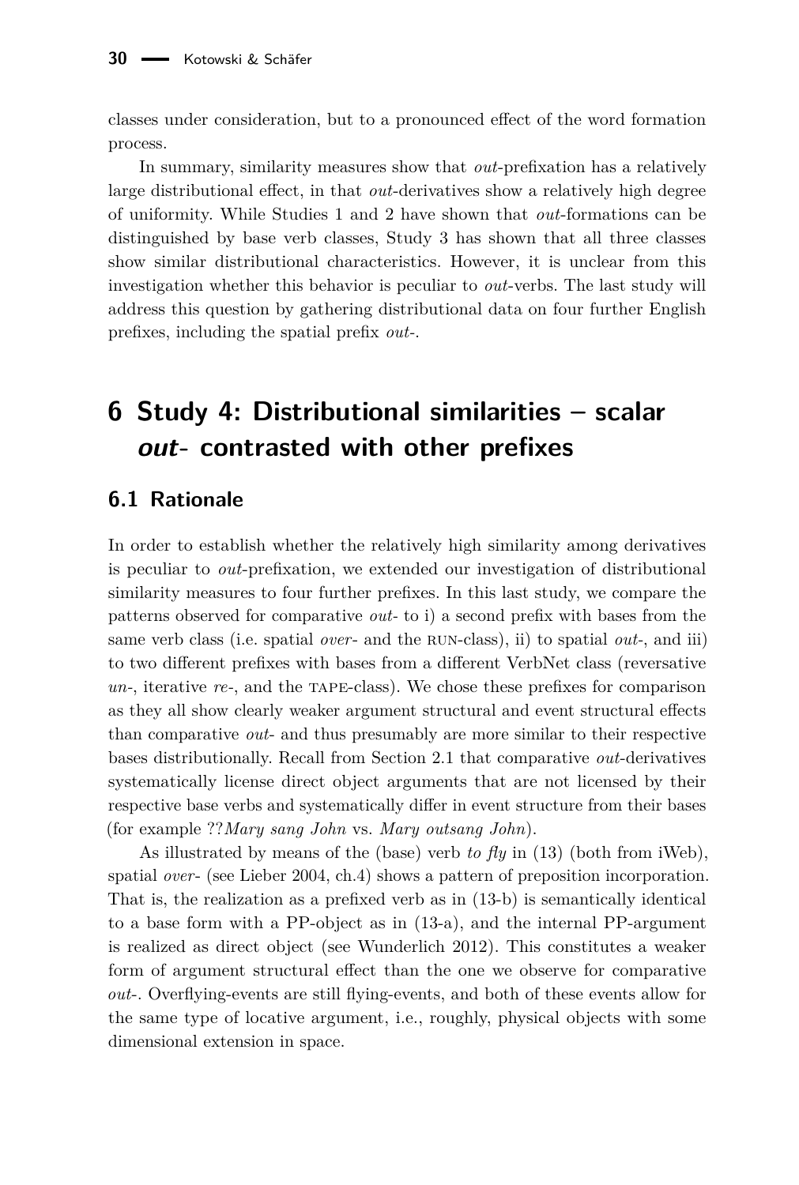classes under consideration, but to a pronounced effect of the word formation process.

In summary, similarity measures show that *out*-prefixation has a relatively large distributional effect, in that *out*-derivatives show a relatively high degree of uniformity. While Studies 1 and 2 have shown that *out*-formations can be distinguished by base verb classes, Study 3 has shown that all three classes show similar distributional characteristics. However, it is unclear from this investigation whether this behavior is peculiar to *out*-verbs. The last study will address this question by gathering distributional data on four further English prefixes, including the spatial prefix *out*-.

# 6 Study 4: Distributional similarities – scalar *out*- contrasted with other prefixes

## 6.1 Rationale

In order to establish whether the relatively high similarity among derivatives is peculiar to *out*-prefixation, we extended our investigation of distributional similarity measures to four further prefixes. In this last study, we compare the patterns observed for comparative *out*- to i) a second prefix with bases from the same verb class (i.e. spatial *over*- and the RUN-class), ii) to spatial *out*-, and iii) to two different prefixes with bases from a different VerbNet class (reversative *un*-, iterative *re*-, and the TAPE-class). We chose these prefixes for comparison as they all show clearly weaker argument structural and event structural effects than comparative *out*- and thus presumably are more similar to their respective bases distributionally. Recall from Section 2.1 that comparative *out*-derivatives systematically license direct object arguments that are not licensed by their respective base verbs and systematically differ in event structure from their bases (for example ??*Mary sang John* vs. *Mary outsang John*).

As illustrated by means of the (base) verb *to fly* in (13) (both from iWeb), spatial *over*- (see Lieber 2004, ch.4) shows a pattern of preposition incorporation. That is, the realization as a prefixed verb as in (13-b) is semantically identical to a base form with a PP-object as in (13-a), and the internal PP-argument is realized as direct object (see Wunderlich 2012). This constitutes a weaker form of argument structural effect than the one we observe for comparative *out*-. Overflying-events are still flying-events, and both of these events allow for the same type of locative argument, i.e., roughly, physical objects with some dimensional extension in space.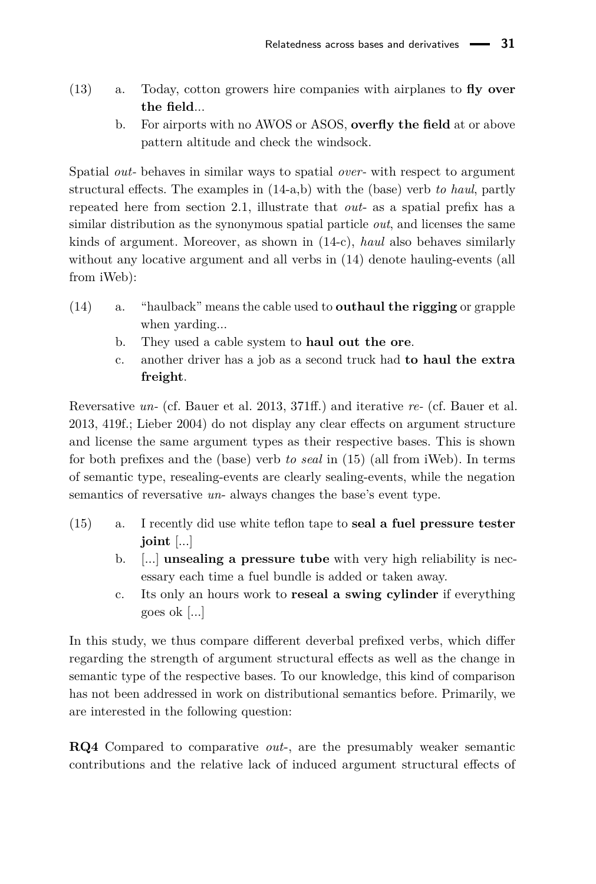(13) a. Today, cotton growers hire companies with airplanes to **fly over the field**...

b. For airports with no AWOS or ASOS, **overfly the field** at or above pattern altitude and check the windsock.

Spatial *out-* behaves in similar ways to spatial *over-* with respect to argument structural effects. The examples in (14-a,b) with the (base) verb *to haul*, partly repeated here from section 2.1, illustrate that *out-* as a spatial prefix has a similar distribution as the synonymous spatial particle *out*, and licenses the same kinds of argument. Moreover, as shown in (14-c), *haul* also behaves similarly without any locative argument and all verbs in (14) denote hauling-events (all from iWeb):

(14) a. "haulback" means the cable used to **outhaul the rigging** or grapple when yarding...

b. They used a cable system to **haul out the ore**.

c. another driver has a job as a second truck had **to haul the extra freight**.

Reversative *un-* (cf. Bauer et al. 2013, 371ff.) and iterative *re-* (cf. Bauer et al. 2013, 419f.; Lieber 2004) do not display any clear effects on argument structure and license the same argument types as their respective bases. This is shown for both prefixes and the (base) verb *to seal* in (15) (all from iWeb). In terms of semantic type, resealing-events are clearly sealing-events, while the negation semantics of reversative *un-* always changes the base's event type.

(15) a. I recently did use white teflon tape to **seal a fuel pressure tester joint** [...]

b. [...] **unsealing a pressure tube** with very high reliability is necessary each time a fuel bundle is added or taken away.

c. Its only an hours work to **reseal a swing cylinder** if everything goes ok [...]

In this study, we thus compare different deverbal prefixed verbs, which differ regarding the strength of argument structural effects as well as the change in semantic type of the respective bases. To our knowledge, this kind of comparison has not been addressed in work on distributional semantics before. Primarily, we are interested in the following question:

**RQ4** Compared to comparative *out-*, are the presumably weaker semantic contributions and the relative lack of induced argument structural effects of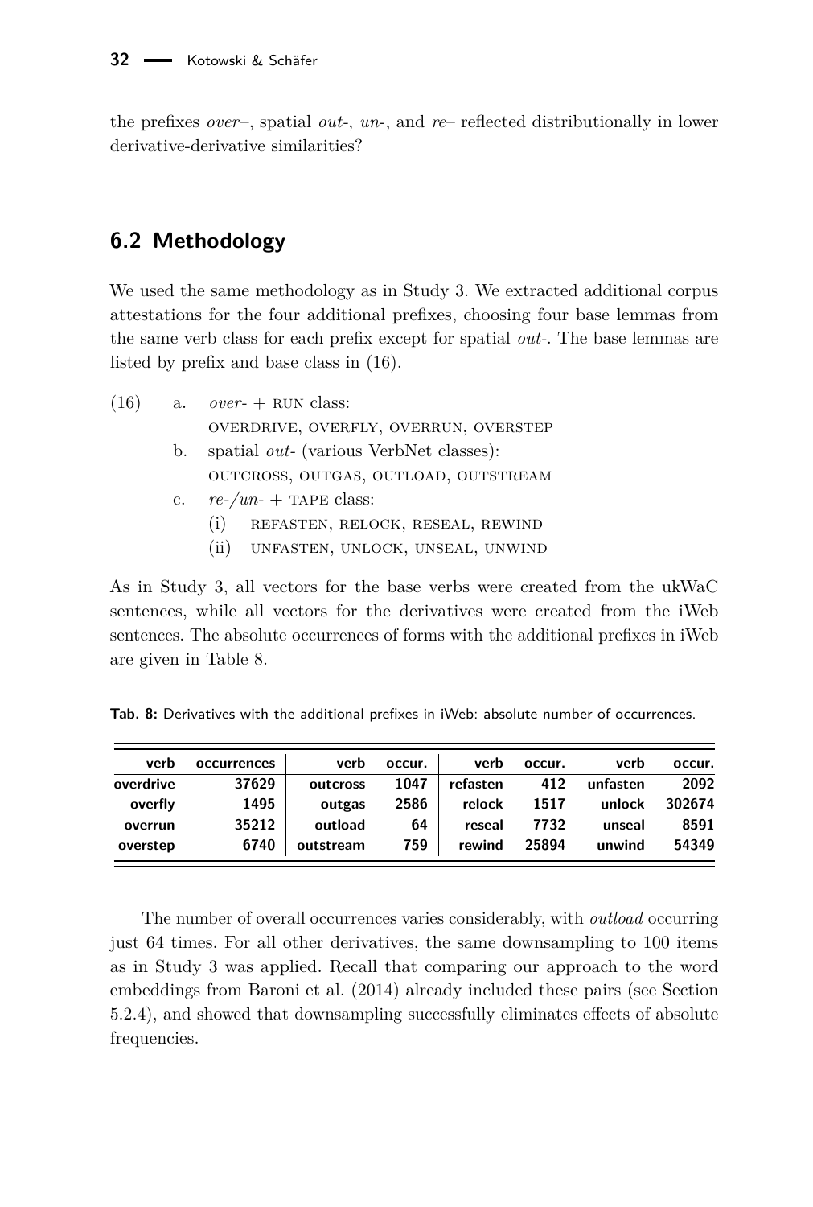the prefixes *over*–, spatial *out*-, *un*-, and *re*– reflected distributionally in lower derivative-derivative similarities?

## 6.2 Methodology

We used the same methodology as in Study 3. We extracted additional corpus attestations for the four additional prefixes, choosing four base lemmas from the same verb class for each prefix except for spatial *out*-. The base lemmas are listed by prefix and base class in (16).

(16)
a. *over*- + RUN class:
   OVERDRIVE, OVERFLY, OVERRUN, OVERSTEP
b. spatial *out*- (various VerbNet classes):
   OUTCROSS, OUTGAS, OUTLOAD, OUTSTREAM
c. *re*-/*un*- + TAPE class:
   (i) REFASTEN, RELOCK, RESEAL, REWIND
   (ii) UNFASTEN, UNLOCK, UNSEAL, UNWIND

As in Study 3, all vectors for the base verbs were created from the ukWaC sentences, while all vectors for the derivatives were created from the iWeb sentences. The absolute occurrences of forms with the additional prefixes in iWeb are given in Table 8.

**Tab. 8:** Derivatives with the additional prefixes in iWeb: absolute number of occurrences.

| verb | occurrences | verb | occur. | verb | occur. | verb | occur. |
|---|---|---|---|---|---|---|---|
| **overdrive** | 37629 | **outcross** | 1047 | **refasten** | 412 | **unfasten** | 2092 |
| **overfly** | 1495 | **outgas** | 2586 | **relock** | 1517 | **unlock** | 302674 |
| **overrun** | 35212 | **outload** | 64 | **reseal** | 7732 | **unseal** | 8591 |
| **overstep** | 6740 | **outstream** | 759 | **rewind** | 25894 | **unwind** | 54349 |

The number of overall occurrences varies considerably, with *outload* occurring just 64 times. For all other derivatives, the same downsampling to 100 items as in Study 3 was applied. Recall that comparing our approach to the word embeddings from Baroni et al. (2014) already included these pairs (see Section 5.2.4), and showed that downsampling successfully eliminates effects of absolute frequencies.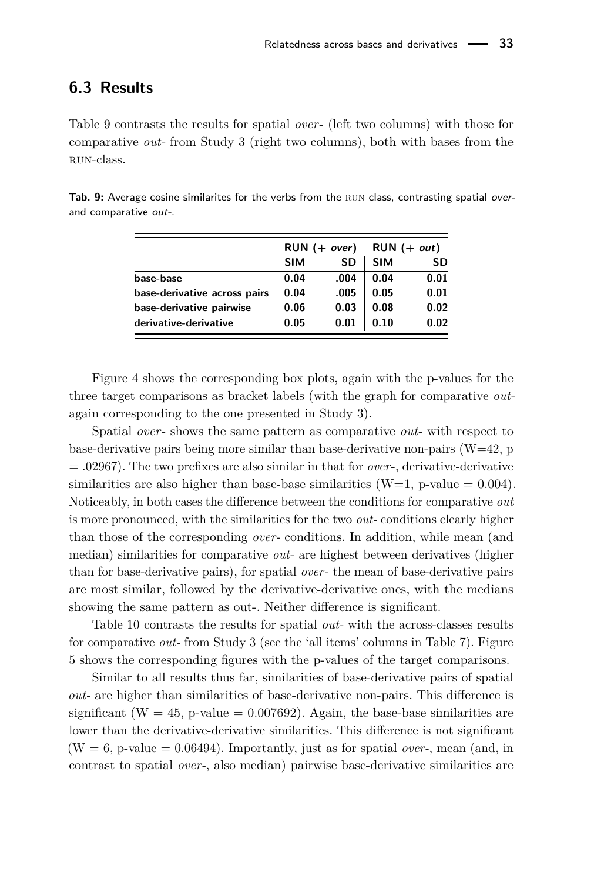## 6.3 Results

Table 9 contrasts the results for spatial *over-* (left two columns) with those for comparative *out-* from Study 3 (right two columns), both with bases from the RUN-class.

**Tab. 9:** Average cosine similarites for the verbs from the RUN class, contrasting spatial *over-* and comparative *out-*.

| | RUN (+ *over*) | | RUN (+ *out*) | |
|---|---|---|---|---|
| | **SIM** | **SD** | **SIM** | **SD** |
| **base-base** | 0.04 | .004 | 0.04 | 0.01 |
| **base-derivative across pairs** | 0.04 | .005 | 0.05 | 0.01 |
| **base-derivative pairwise** | 0.06 | 0.03 | 0.08 | 0.02 |
| **derivative-derivative** | 0.05 | 0.01 | 0.10 | 0.02 |

Figure 4 shows the corresponding box plots, again with the p-values for the three target comparisons as bracket labels (with the graph for comparative *out-* again corresponding to the one presented in Study 3).

Spatial *over-* shows the same pattern as comparative *out-* with respect to base-derivative pairs being more similar than base-derivative non-pairs (W=42, p = .02967). The two prefixes are also similar in that for *over-*, derivative-derivative similarities are also higher than base-base similarities (W=1, p-value = 0.004). Noticeably, in both cases the difference between the conditions for comparative *out* is more pronounced, with the similarities for the two *out-* conditions clearly higher than those of the corresponding *over-* conditions. In addition, while mean (and median) similarities for comparative *out-* are highest between derivatives (higher than for base-derivative pairs), for spatial *over-* the mean of base-derivative pairs are most similar, followed by the derivative-derivative ones, with the medians showing the same pattern as out-. Neither difference is significant.

Table 10 contrasts the results for spatial *out-* with the across-classes results for comparative *out-* from Study 3 (see the 'all items' columns in Table 7). Figure 5 shows the corresponding figures with the p-values of the target comparisons.

Similar to all results thus far, similarities of base-derivative pairs of spatial *out-* are higher than similarities of base-derivative non-pairs. This difference is significant (W = 45, p-value = 0.007692). Again, the base-base similarities are lower than the derivative-derivative similarities. This difference is not significant (W = 6, p-value = 0.06494). Importantly, just as for spatial *over-*, mean (and, in contrast to spatial *over-*, also median) pairwise base-derivative similarities are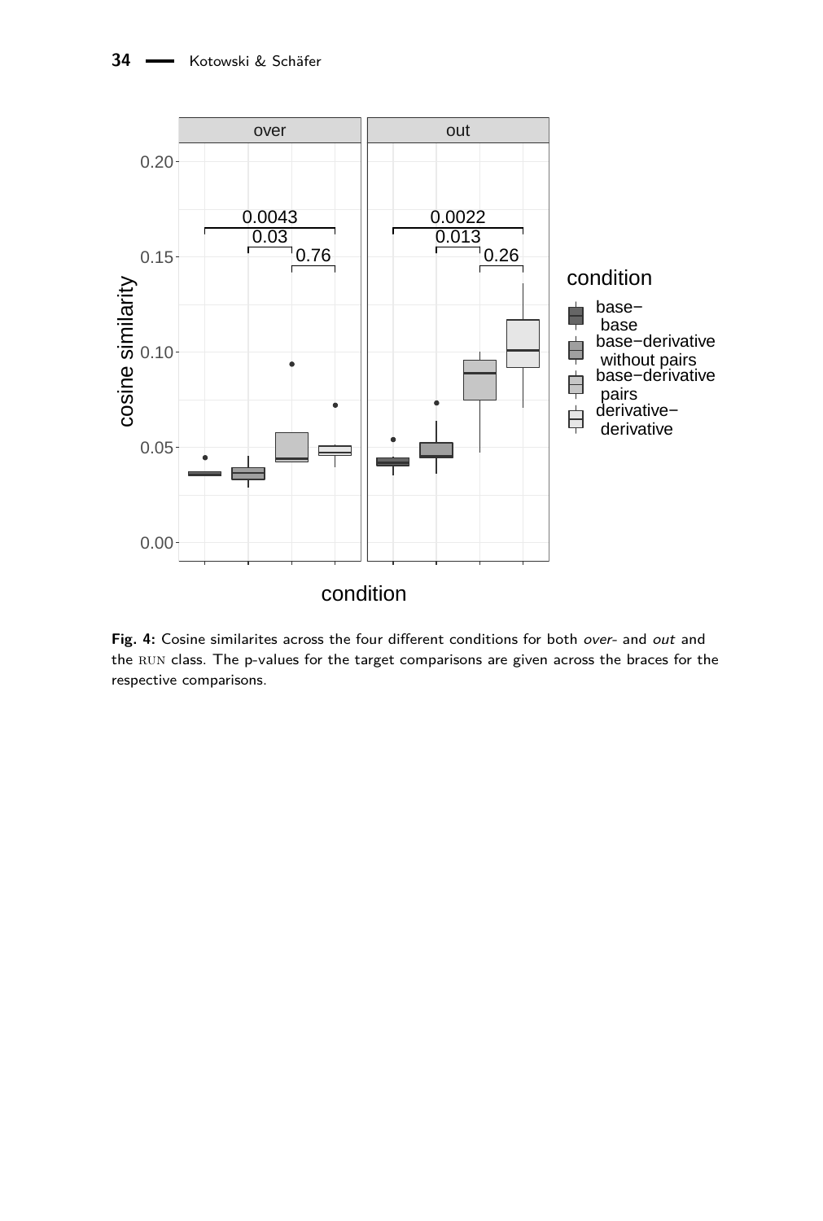over

out

0.20

0.15

0.10

0.05

0.00

cosine similarity

0.0043

0.03

0.76

0.0022

0.013

0.26

condition

condition

base−base

base−derivative without pairs

base−derivative pairs

derivative−derivative

**Fig. 4:** Cosine similarites across the four different conditions for both *over-* and *out* and the RUN class. The p-values for the target comparisons are given across the braces for the respective comparisons.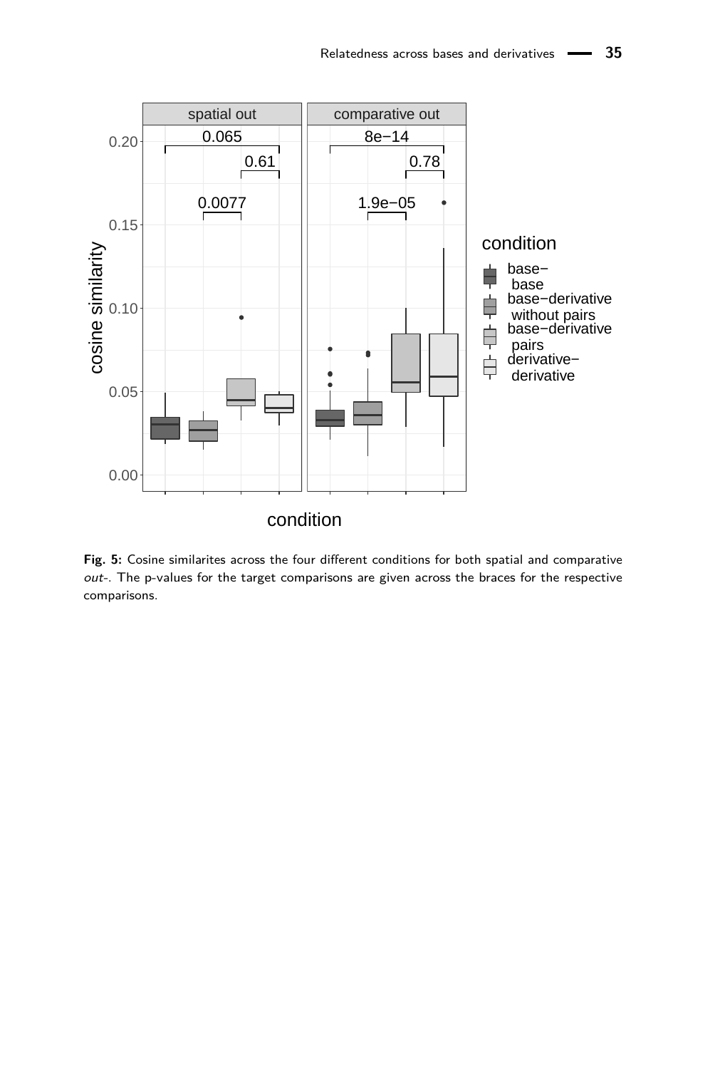spatial out

comparative out

0.065

0.61

0.0077

8e−14

0.78

1.9e−05

cosine similarity

0.20

0.15

0.10

0.05

0.00

condition

condition

base−base

base−derivative without pairs

base−derivative pairs

derivative−derivative

**Fig. 5:** Cosine similarites across the four different conditions for both spatial and comparative *out*-. The p-values for the target comparisons are given across the braces for the respective comparisons.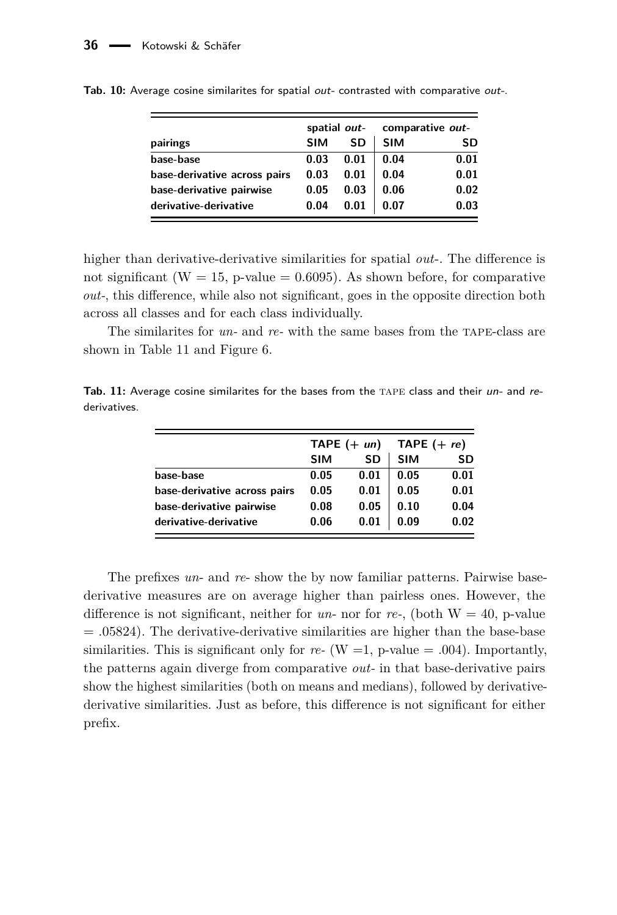**Tab. 10:** Average cosine similarites for spatial *out-* contrasted with comparative *out-*.

| | spatial *out-* | | comparative *out-* | |
|---|---|---|---|---|
| **pairings** | **SIM** | **SD** | **SIM** | **SD** |
| **base-base** | **0.03** | **0.01** | **0.04** | **0.01** |
| **base-derivative across pairs** | **0.03** | **0.01** | **0.04** | **0.01** |
| **base-derivative pairwise** | **0.05** | **0.03** | **0.06** | **0.02** |
| **derivative-derivative** | **0.04** | **0.01** | **0.07** | **0.03** |

higher than derivative-derivative similarities for spatial *out-*. The difference is not significant (W = 15, p-value = 0.6095). As shown before, for comparative *out-*, this difference, while also not significant, goes in the opposite direction both across all classes and for each class individually.

The similarites for *un-* and *re-* with the same bases from the TAPE-class are shown in Table 11 and Figure 6.

**Tab. 11:** Average cosine similarites for the bases from the TAPE class and their *un-* and *re-* derivatives.

| | TAPE (+ *un*) | | TAPE (+ *re*) | |
|---|---|---|---|---|
| | **SIM** | **SD** | **SIM** | **SD** |
| **base-base** | **0.05** | **0.01** | **0.05** | **0.01** |
| **base-derivative across pairs** | **0.05** | **0.01** | **0.05** | **0.01** |
| **base-derivative pairwise** | **0.08** | **0.05** | **0.10** | **0.04** |
| **derivative-derivative** | **0.06** | **0.01** | **0.09** | **0.02** |

The prefixes *un-* and *re-* show the by now familiar patterns. Pairwise base-derivative measures are on average higher than pairless ones. However, the difference is not significant, neither for *un-* nor for *re-*, (both W = 40, p-value = .05824). The derivative-derivative similarities are higher than the base-base similarities. This is significant only for *re-* (W =1, p-value = .004). Importantly, the patterns again diverge from comparative *out-* in that base-derivative pairs show the highest similarities (both on means and medians), followed by derivative-derivative similarities. Just as before, this difference is not significant for either prefix.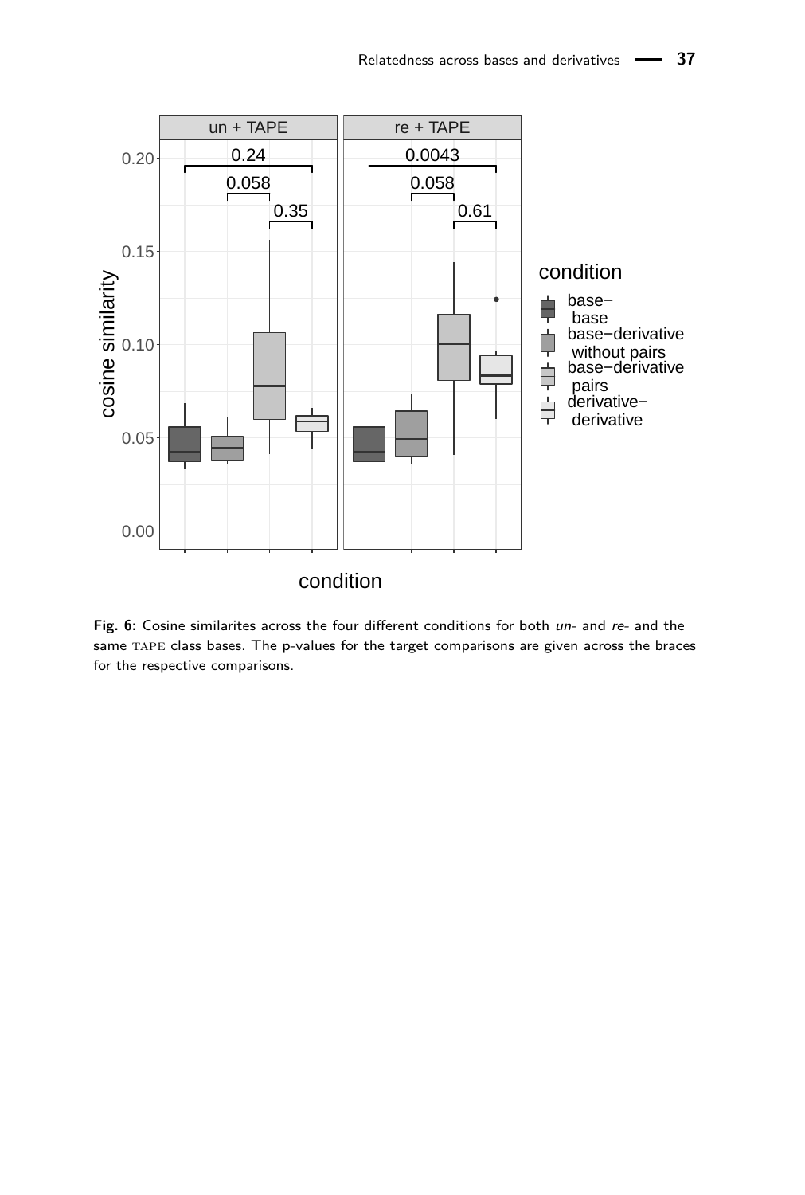un + TAPE

re + TAPE

0.24

0.058

0.35

0.0043

0.058

0.61

cosine similarity

0.20

0.15

0.10

0.05

0.00

condition

condition

base−base

base−derivative without pairs

base−derivative pairs

derivative−derivative

**Fig. 6:** Cosine similarites across the four different conditions for both *un-* and *re-* and the same TAPE class bases. The p-values for the target comparisons are given across the braces for the respective comparisons.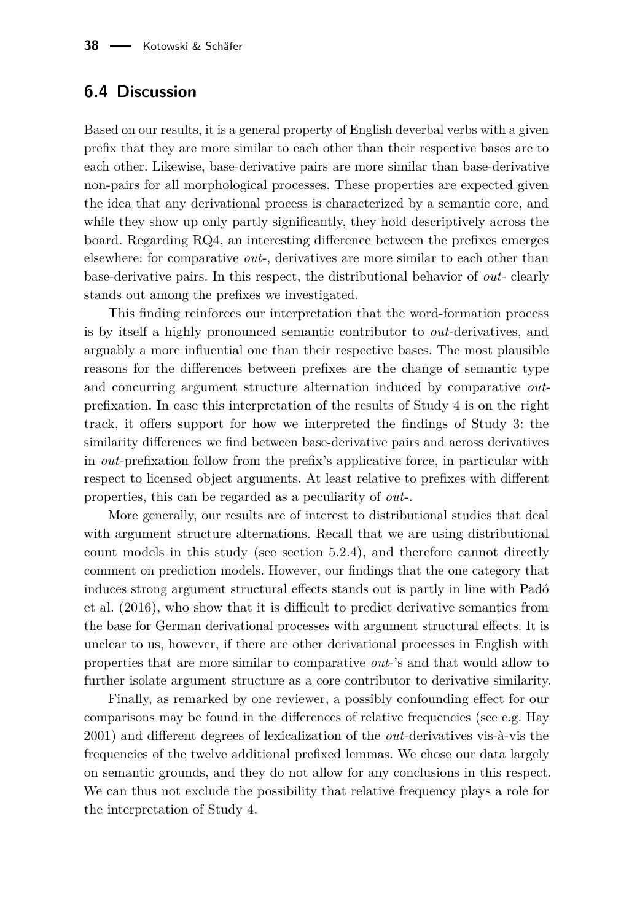## 6.4 Discussion

Based on our results, it is a general property of English deverbal verbs with a given prefix that they are more similar to each other than their respective bases are to each other. Likewise, base-derivative pairs are more similar than base-derivative non-pairs for all morphological processes. These properties are expected given the idea that any derivational process is characterized by a semantic core, and while they show up only partly significantly, they hold descriptively across the board. Regarding RQ4, an interesting difference between the prefixes emerges elsewhere: for comparative *out*-, derivatives are more similar to each other than base-derivative pairs. In this respect, the distributional behavior of *out*- clearly stands out among the prefixes we investigated.

This finding reinforces our interpretation that the word-formation process is by itself a highly pronounced semantic contributor to *out*-derivatives, and arguably a more influential one than their respective bases. The most plausible reasons for the differences between prefixes are the change of semantic type and concurring argument structure alternation induced by comparative *out*-prefixation. In case this interpretation of the results of Study 4 is on the right track, it offers support for how we interpreted the findings of Study 3: the similarity differences we find between base-derivative pairs and across derivatives in *out*-prefixation follow from the prefix's applicative force, in particular with respect to licensed object arguments. At least relative to prefixes with different properties, this can be regarded as a peculiarity of *out*-.

More generally, our results are of interest to distributional studies that deal with argument structure alternations. Recall that we are using distributional count models in this study (see section 5.2.4), and therefore cannot directly comment on prediction models. However, our findings that the one category that induces strong argument structural effects stands out is partly in line with Padó et al. (2016), who show that it is difficult to predict derivative semantics from the base for German derivational processes with argument structural effects. It is unclear to us, however, if there are other derivational processes in English with properties that are more similar to comparative *out*-'s and that would allow to further isolate argument structure as a core contributor to derivative similarity.

Finally, as remarked by one reviewer, a possibly confounding effect for our comparisons may be found in the differences of relative frequencies (see e.g. Hay 2001) and different degrees of lexicalization of the *out*-derivatives vis-à-vis the frequencies of the twelve additional prefixed lemmas. We chose our data largely on semantic grounds, and they do not allow for any conclusions in this respect. We can thus not exclude the possibility that relative frequency plays a role for the interpretation of Study 4.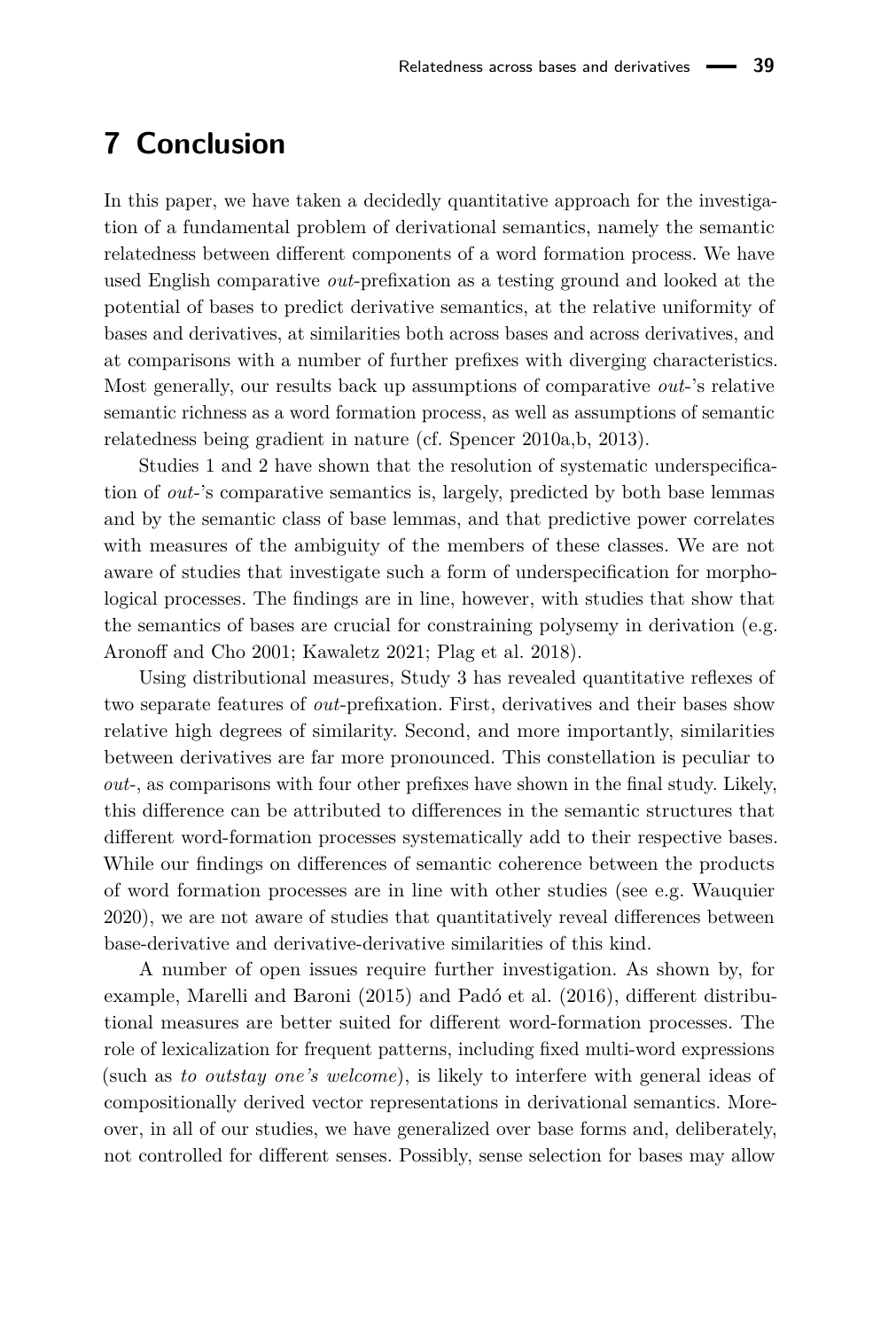# 7 Conclusion

In this paper, we have taken a decidedly quantitative approach for the investigation of a fundamental problem of derivational semantics, namely the semantic relatedness between different components of a word formation process. We have used English comparative *out*-prefixation as a testing ground and looked at the potential of bases to predict derivative semantics, at the relative uniformity of bases and derivatives, at similarities both across bases and across derivatives, and at comparisons with a number of further prefixes with diverging characteristics. Most generally, our results back up assumptions of comparative *out*-'s relative semantic richness as a word formation process, as well as assumptions of semantic relatedness being gradient in nature (cf. Spencer 2010a,b, 2013).

Studies 1 and 2 have shown that the resolution of systematic underspecification of *out*-'s comparative semantics is, largely, predicted by both base lemmas and by the semantic class of base lemmas, and that predictive power correlates with measures of the ambiguity of the members of these classes. We are not aware of studies that investigate such a form of underspecification for morphological processes. The findings are in line, however, with studies that show that the semantics of bases are crucial for constraining polysemy in derivation (e.g. Aronoff and Cho 2001; Kawaletz 2021; Plag et al. 2018).

Using distributional measures, Study 3 has revealed quantitative reflexes of two separate features of *out*-prefixation. First, derivatives and their bases show relative high degrees of similarity. Second, and more importantly, similarities between derivatives are far more pronounced. This constellation is peculiar to *out*-, as comparisons with four other prefixes have shown in the final study. Likely, this difference can be attributed to differences in the semantic structures that different word-formation processes systematically add to their respective bases. While our findings on differences of semantic coherence between the products of word formation processes are in line with other studies (see e.g. Wauquier 2020), we are not aware of studies that quantitatively reveal differences between base-derivative and derivative-derivative similarities of this kind.

A number of open issues require further investigation. As shown by, for example, Marelli and Baroni (2015) and Padó et al. (2016), different distributional measures are better suited for different word-formation processes. The role of lexicalization for frequent patterns, including fixed multi-word expressions (such as *to outstay one's welcome*), is likely to interfere with general ideas of compositionally derived vector representations in derivational semantics. Moreover, in all of our studies, we have generalized over base forms and, deliberately, not controlled for different senses. Possibly, sense selection for bases may allow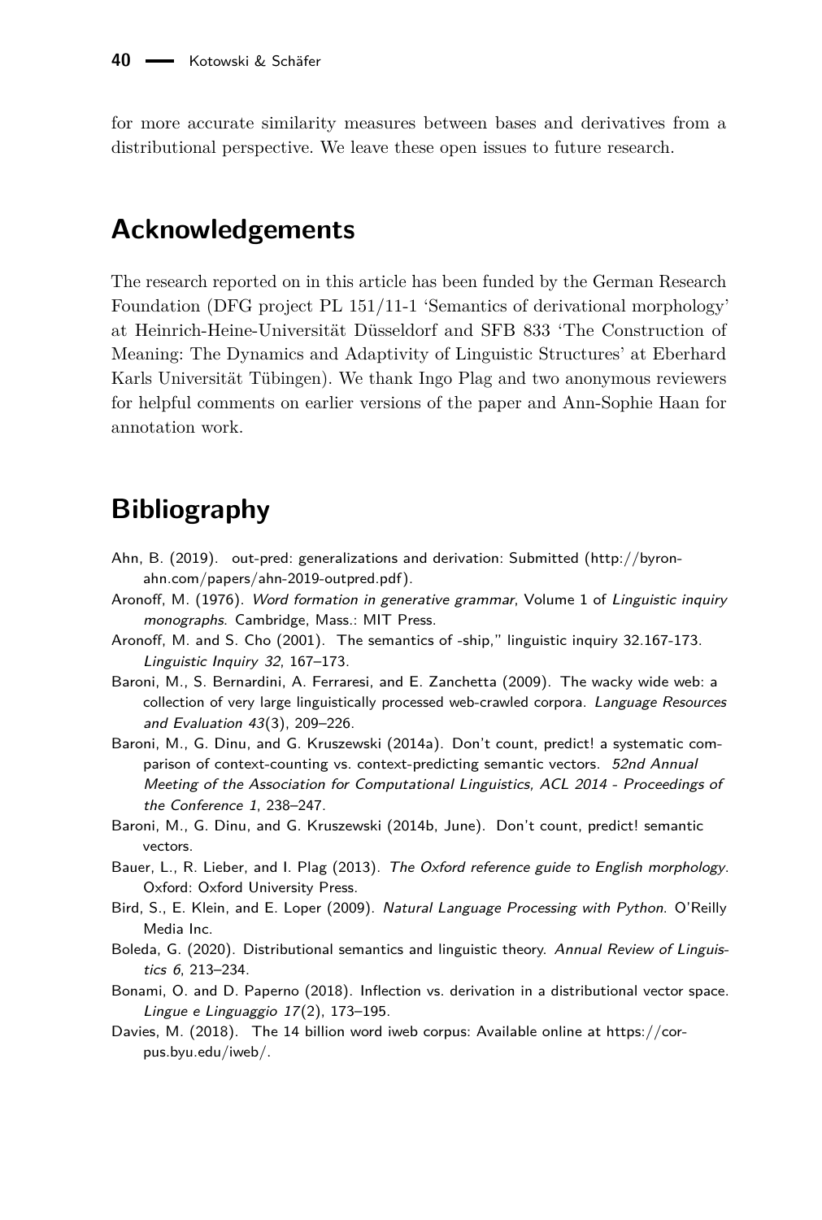for more accurate similarity measures between bases and derivatives from a distributional perspective. We leave these open issues to future research.

## Acknowledgements

The research reported on in this article has been funded by the German Research Foundation (DFG project PL 151/11-1 'Semantics of derivational morphology' at Heinrich-Heine-Universität Düsseldorf and SFB 833 'The Construction of Meaning: The Dynamics and Adaptivity of Linguistic Structures' at Eberhard Karls Universität Tübingen). We thank Ingo Plag and two anonymous reviewers for helpful comments on earlier versions of the paper and Ann-Sophie Haan for annotation work.

## Bibliography

Ahn, B. (2019). out-pred: generalizations and derivation: Submitted (http://byron-ahn.com/papers/ahn-2019-outpred.pdf).

Aronoff, M. (1976). *Word formation in generative grammar*, Volume 1 of *Linguistic inquiry monographs*. Cambridge, Mass.: MIT Press.

Aronoff, M. and S. Cho (2001). The semantics of -ship," linguistic inquiry 32.167-173. *Linguistic Inquiry 32*, 167–173.

Baroni, M., S. Bernardini, A. Ferraresi, and E. Zanchetta (2009). The wacky wide web: a collection of very large linguistically processed web-crawled corpora. *Language Resources and Evaluation 43*(3), 209–226.

Baroni, M., G. Dinu, and G. Kruszewski (2014a). Don't count, predict! a systematic comparison of context-counting vs. context-predicting semantic vectors. *52nd Annual Meeting of the Association for Computational Linguistics, ACL 2014 - Proceedings of the Conference 1*, 238–247.

Baroni, M., G. Dinu, and G. Kruszewski (2014b, June). Don't count, predict! semantic vectors.

Bauer, L., R. Lieber, and I. Plag (2013). *The Oxford reference guide to English morphology*. Oxford: Oxford University Press.

Bird, S., E. Klein, and E. Loper (2009). *Natural Language Processing with Python*. O'Reilly Media Inc.

Boleda, G. (2020). Distributional semantics and linguistic theory. *Annual Review of Linguistics 6*, 213–234.

Bonami, O. and D. Paperno (2018). Inflection vs. derivation in a distributional vector space. *Lingue e Linguaggio 17*(2), 173–195.

Davies, M. (2018). The 14 billion word iweb corpus: Available online at https://corpus.byu.edu/iweb/.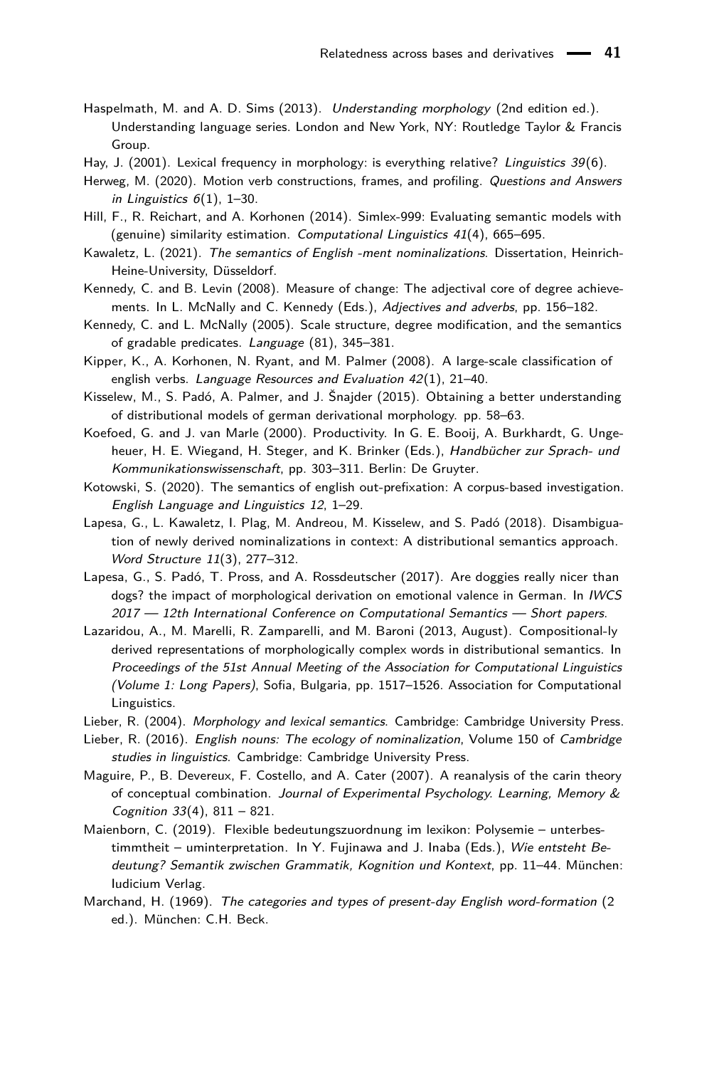Haspelmath, M. and A. D. Sims (2013). *Understanding morphology* (2nd edition ed.). Understanding language series. London and New York, NY: Routledge Taylor & Francis Group.

Hay, J. (2001). Lexical frequency in morphology: is everything relative? *Linguistics 39*(6).

Herweg, M. (2020). Motion verb constructions, frames, and profiling. *Questions and Answers in Linguistics 6*(1), 1–30.

Hill, F., R. Reichart, and A. Korhonen (2014). Simlex-999: Evaluating semantic models with (genuine) similarity estimation. *Computational Linguistics 41*(4), 665–695.

Kawaletz, L. (2021). *The semantics of English -ment nominalizations*. Dissertation, Heinrich-Heine-University, Düsseldorf.

Kennedy, C. and B. Levin (2008). Measure of change: The adjectival core of degree achievements. In L. McNally and C. Kennedy (Eds.), *Adjectives and adverbs*, pp. 156–182.

Kennedy, C. and L. McNally (2005). Scale structure, degree modification, and the semantics of gradable predicates. *Language* (81), 345–381.

Kipper, K., A. Korhonen, N. Ryant, and M. Palmer (2008). A large-scale classification of english verbs. *Language Resources and Evaluation 42*(1), 21–40.

Kisselew, M., S. Padó, A. Palmer, and J. Šnajder (2015). Obtaining a better understanding of distributional models of german derivational morphology. pp. 58–63.

Koefoed, G. and J. van Marle (2000). Productivity. In G. E. Booij, A. Burkhardt, G. Ungeheuer, H. E. Wiegand, H. Steger, and K. Brinker (Eds.), *Handbücher zur Sprach- und Kommunikationswissenschaft*, pp. 303–311. Berlin: De Gruyter.

Kotowski, S. (2020). The semantics of english out-prefixation: A corpus-based investigation. *English Language and Linguistics 12*, 1–29.

Lapesa, G., L. Kawaletz, I. Plag, M. Andreou, M. Kisselew, and S. Padó (2018). Disambiguation of newly derived nominalizations in context: A distributional semantics approach. *Word Structure 11*(3), 277–312.

Lapesa, G., S. Padó, T. Pross, and A. Rossdeutscher (2017). Are doggies really nicer than dogs? the impact of morphological derivation on emotional valence in German. In *IWCS 2017 — 12th International Conference on Computational Semantics — Short papers*.

Lazaridou, A., M. Marelli, R. Zamparelli, and M. Baroni (2013, August). Compositional-ly derived representations of morphologically complex words in distributional semantics. In *Proceedings of the 51st Annual Meeting of the Association for Computational Linguistics (Volume 1: Long Papers)*, Sofia, Bulgaria, pp. 1517–1526. Association for Computational Linguistics.

Lieber, R. (2004). *Morphology and lexical semantics*. Cambridge: Cambridge University Press.

Lieber, R. (2016). *English nouns: The ecology of nominalization*, Volume 150 of *Cambridge studies in linguistics*. Cambridge: Cambridge University Press.

Maguire, P., B. Devereux, F. Costello, and A. Cater (2007). A reanalysis of the carin theory of conceptual combination. *Journal of Experimental Psychology. Learning, Memory & Cognition 33*(4), 811 – 821.

Maienborn, C. (2019). Flexible bedeutungszuordnung im lexikon: Polysemie – unterbestimmtheit – uminterpretation. In Y. Fujinawa and J. Inaba (Eds.), *Wie entsteht Bedeutung? Semantik zwischen Grammatik, Kognition und Kontext*, pp. 11–44. München: Iudicium Verlag.

Marchand, H. (1969). *The categories and types of present-day English word-formation* (2 ed.). München: C.H. Beck.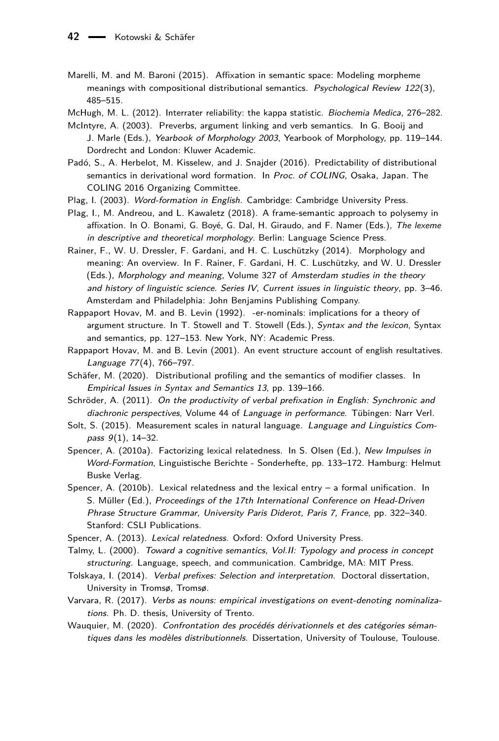Marelli, M. and M. Baroni (2015). Affixation in semantic space: Modeling morpheme meanings with compositional distributional semantics. *Psychological Review 122*(3), 485–515.

McHugh, M. L. (2012). Interrater reliability: the kappa statistic. *Biochemia Medica*, 276–282.

McIntyre, A. (2003). Preverbs, argument linking and verb semantics. In G. Booij and J. Marle (Eds.), *Yearbook of Morphology 2003*, Yearbook of Morphology, pp. 119–144. Dordrecht and London: Kluwer Academic.

Padó, S., A. Herbelot, M. Kisselew, and J. Snajder (2016). Predictability of distributional semantics in derivational word formation. In *Proc. of COLING*, Osaka, Japan. The COLING 2016 Organizing Committee.

Plag, I. (2003). *Word-formation in English*. Cambridge: Cambridge University Press.

Plag, I., M. Andreou, and L. Kawaletz (2018). A frame-semantic approach to polysemy in affixation. In O. Bonami, G. Boyé, G. Dal, H. Giraudo, and F. Namer (Eds.), *The lexeme in descriptive and theoretical morphology*. Berlin: Language Science Press.

Rainer, F., W. U. Dressler, F. Gardani, and H. C. Luschützky (2014). Morphology and meaning: An overview. In F. Rainer, F. Gardani, H. C. Luschützky, and W. U. Dressler (Eds.), *Morphology and meaning*, Volume 327 of *Amsterdam studies in the theory and history of linguistic science. Series IV, Current issues in linguistic theory*, pp. 3–46. Amsterdam and Philadelphia: John Benjamins Publishing Company.

Rappaport Hovav, M. and B. Levin (1992). -er-nominals: implications for a theory of argument structure. In T. Stowell and T. Stowell (Eds.), *Syntax and the lexicon*, Syntax and semantics, pp. 127–153. New York, NY: Academic Press.

Rappaport Hovav, M. and B. Levin (2001). An event structure account of english resultatives. *Language 77*(4), 766–797.

Schäfer, M. (2020). Distributional profiling and the semantics of modifier classes. In *Empirical Issues in Syntax and Semantics 13*, pp. 139–166.

Schröder, A. (2011). *On the productivity of verbal prefixation in English: Synchronic and diachronic perspectives*, Volume 44 of *Language in performance*. Tübingen: Narr Verl.

Solt, S. (2015). Measurement scales in natural language. *Language and Linguistics Compass 9*(1), 14–32.

Spencer, A. (2010a). Factorizing lexical relatedness. In S. Olsen (Ed.), *New Impulses in Word-Formation*, Linguistische Berichte - Sonderhefte, pp. 133–172. Hamburg: Helmut Buske Verlag.

Spencer, A. (2010b). Lexical relatedness and the lexical entry – a formal unification. In S. Müller (Ed.), *Proceedings of the 17th International Conference on Head-Driven Phrase Structure Grammar, University Paris Diderot, Paris 7, France*, pp. 322–340. Stanford: CSLI Publications.

Spencer, A. (2013). *Lexical relatedness*. Oxford: Oxford University Press.

Talmy, L. (2000). *Toward a cognitive semantics, Vol.II: Typology and process in concept structuring*. Language, speech, and communication. Cambridge, MA: MIT Press.

Tolskaya, I. (2014). *Verbal prefixes: Selection and interpretation*. Doctoral dissertation, University in Tromsø, Tromsø.

Varvara, R. (2017). *Verbs as nouns: empirical investigations on event-denoting nominalizations*. Ph. D. thesis, University of Trento.

Wauquier, M. (2020). *Confrontation des procédés dérivationnels et des catégories sémantiques dans les modèles distributionnels.* Dissertation, University of Toulouse, Toulouse.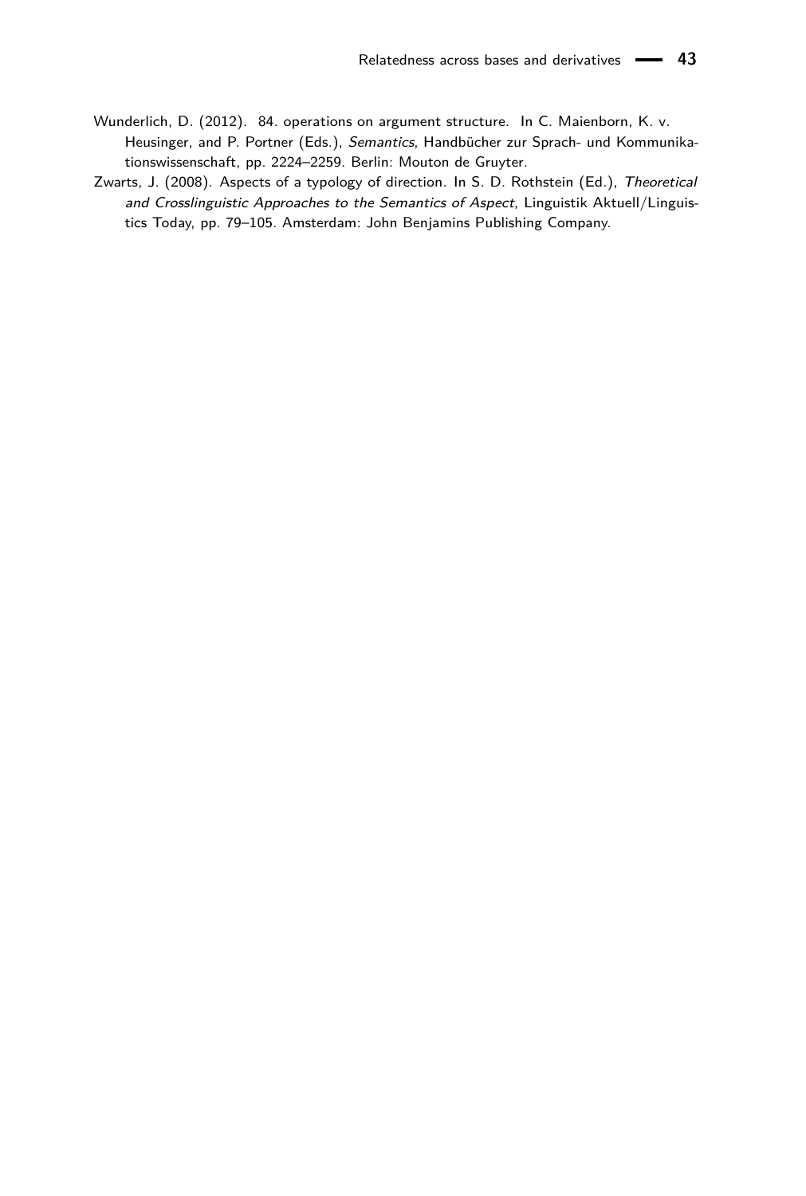Wunderlich, D. (2012). 84. operations on argument structure. In C. Maienborn, K. v. Heusinger, and P. Portner (Eds.), *Semantics*, Handbücher zur Sprach- und Kommunikationswissenschaft, pp. 2224–2259. Berlin: Mouton de Gruyter.

Zwarts, J. (2008). Aspects of a typology of direction. In S. D. Rothstein (Ed.), *Theoretical and Crosslinguistic Approaches to the Semantics of Aspect*, Linguistik Aktuell/Linguistics Today, pp. 79–105. Amsterdam: John Benjamins Publishing Company.